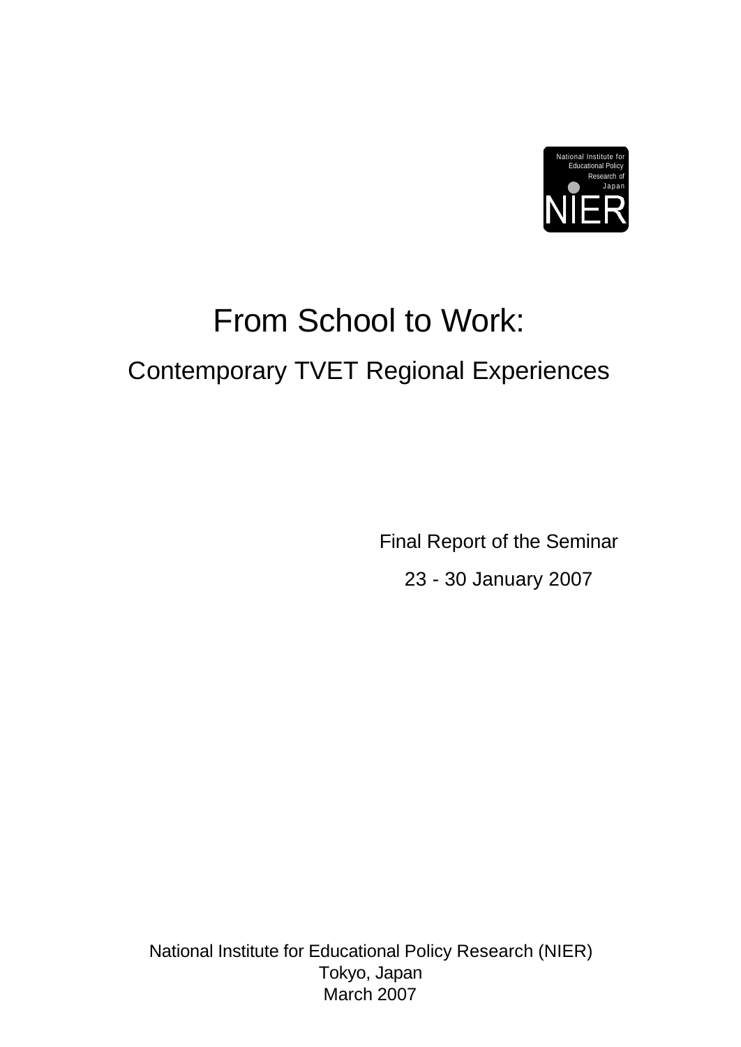National Institute for Educational Policy Research of Japan

NIER

# From School to Work:

## Contemporary TVET Regional Experiences

Final Report of the Seminar

23 - 30 January 2007

National Institute for Educational Policy Research (NIER)
Tokyo, Japan
March 2007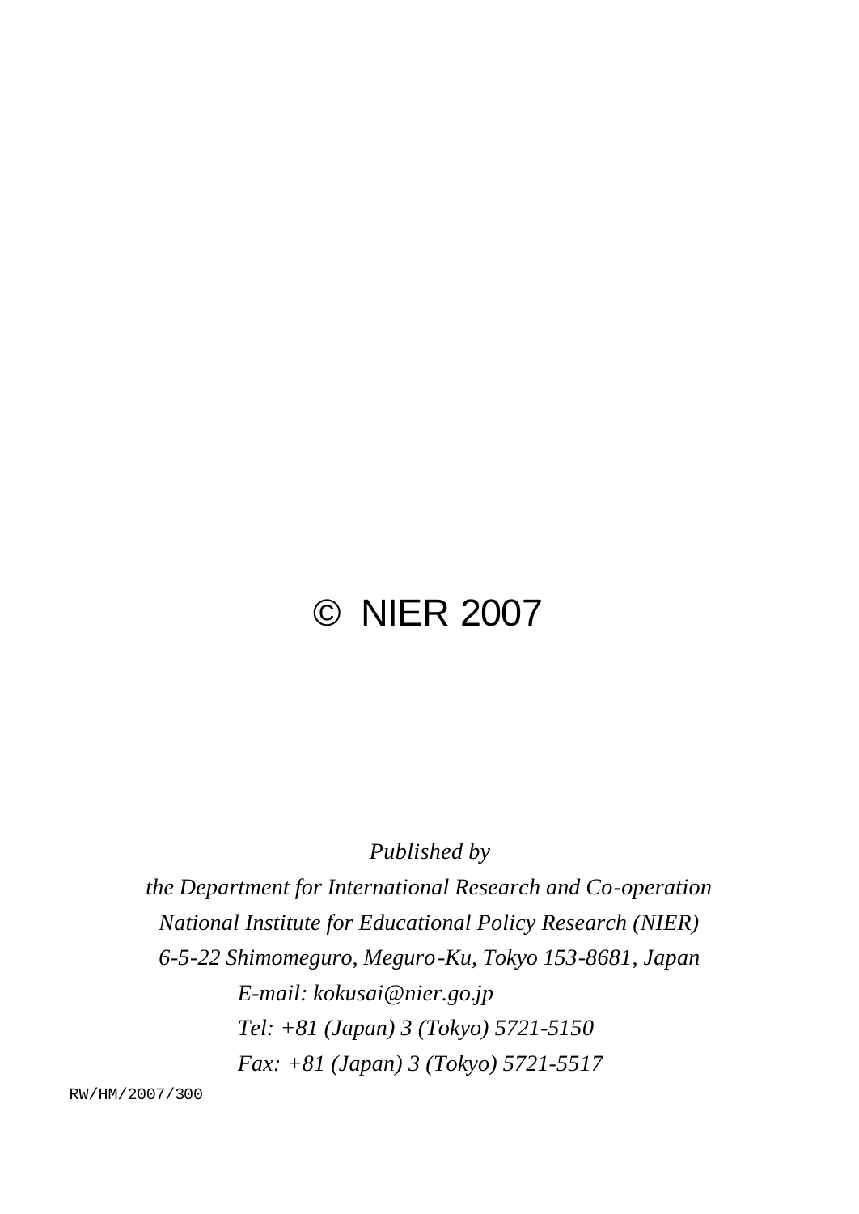© NIER 2007

*Published by*

*the Department for International Research and Co-operation*

*National Institute for Educational Policy Research (NIER)*

*6-5-22 Shimomeguro, Meguro-Ku, Tokyo 153-8681, Japan*

*E-mail: kokusai@nier.go.jp*

*Tel: +81 (Japan) 3 (Tokyo) 5721-5150*

*Fax: +81 (Japan) 3 (Tokyo) 5721-5517*

RW/HM/2007/300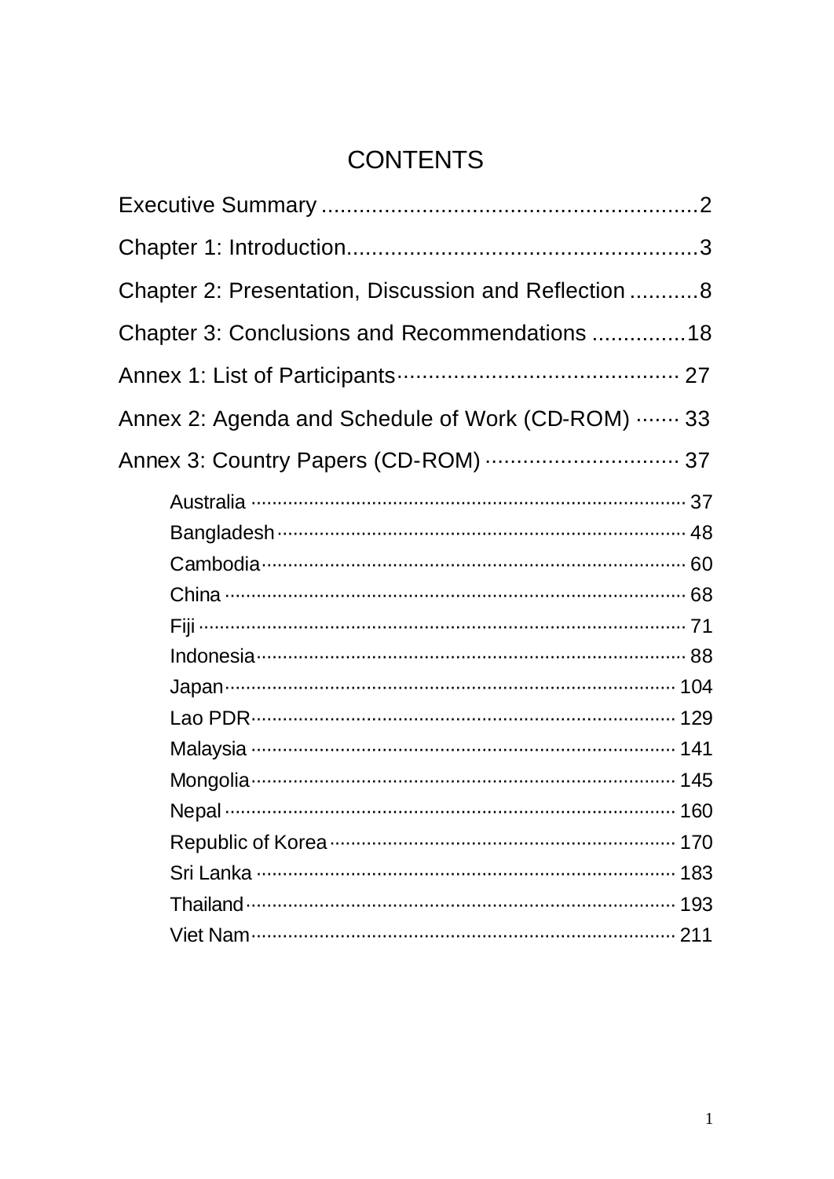# CONTENTS

Executive Summary .............................................................2

Chapter 1: Introduction.........................................................3

Chapter 2: Presentation, Discussion and Reflection ...........8

Chapter 3: Conclusions and Recommendations ...............18

Annex 1: List of Participants............................................. 27

Annex 2: Agenda and Schedule of Work (CD-ROM) ....... 33

Annex 3: Country Papers (CD-ROM) ................................ 37

- Australia ................................................................................ 37
- Bangladesh ............................................................................ 48
- Cambodia ............................................................................... 60
- China ..................................................................................... 68
- Fiji ......................................................................................... 71
- Indonesia ............................................................................... 88
- Japan .................................................................................... 104
- Lao PDR ............................................................................... 129
- Malaysia ............................................................................... 141
- Mongolia ............................................................................... 145
- Nepal .................................................................................... 160
- Republic of Korea ................................................................. 170
- Sri Lanka .............................................................................. 183
- Thailand ................................................................................ 193
- Viet Nam ............................................................................... 211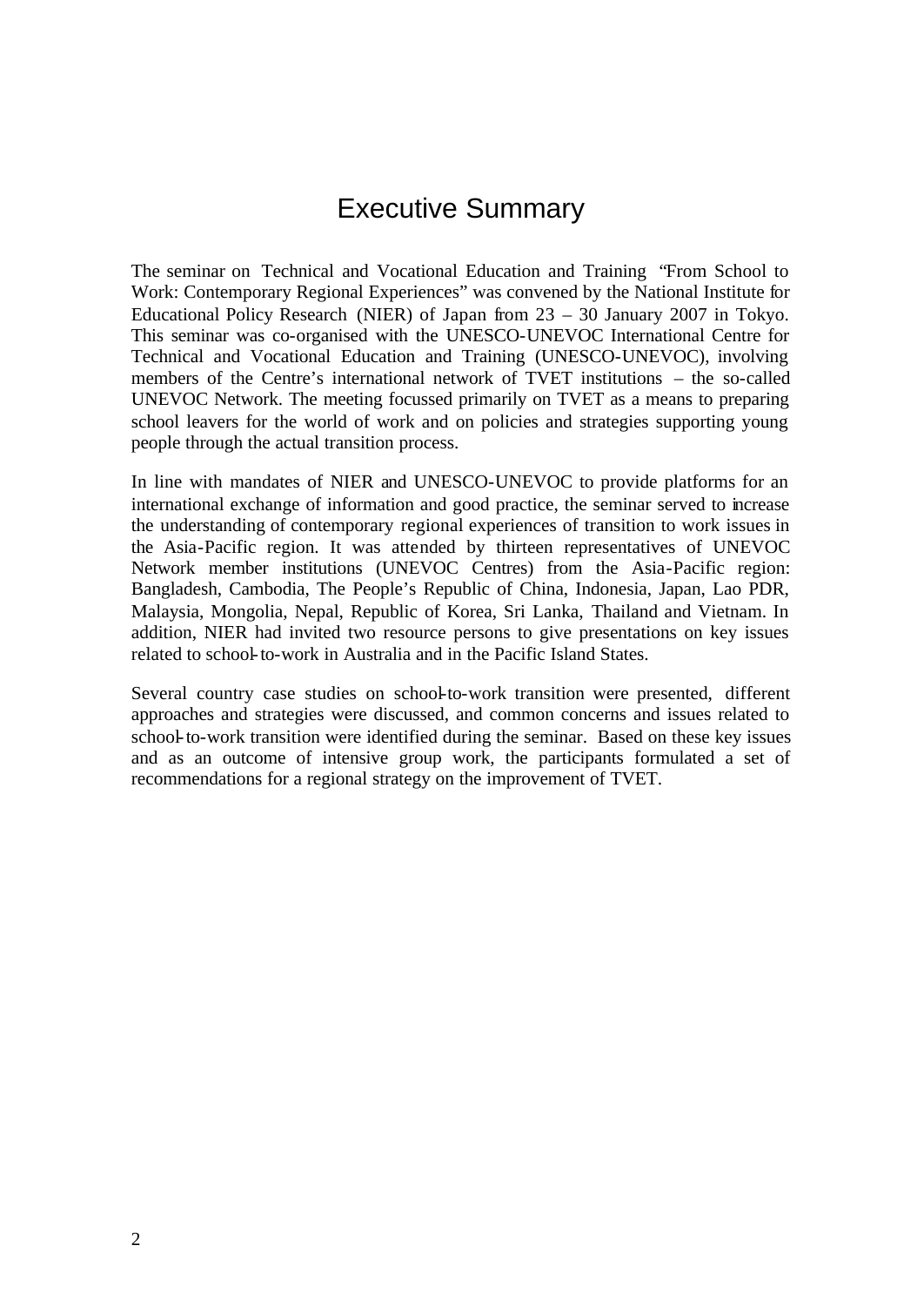# Executive Summary

The seminar on Technical and Vocational Education and Training "From School to Work: Contemporary Regional Experiences" was convened by the National Institute for Educational Policy Research (NIER) of Japan from 23 – 30 January 2007 in Tokyo. This seminar was co-organised with the UNESCO-UNEVOC International Centre for Technical and Vocational Education and Training (UNESCO-UNEVOC), involving members of the Centre's international network of TVET institutions – the so-called UNEVOC Network. The meeting focussed primarily on TVET as a means to preparing school leavers for the world of work and on policies and strategies supporting young people through the actual transition process.

In line with mandates of NIER and UNESCO-UNEVOC to provide platforms for an international exchange of information and good practice, the seminar served to increase the understanding of contemporary regional experiences of transition to work issues in the Asia-Pacific region. It was attended by thirteen representatives of UNEVOC Network member institutions (UNEVOC Centres) from the Asia-Pacific region: Bangladesh, Cambodia, The People's Republic of China, Indonesia, Japan, Lao PDR, Malaysia, Mongolia, Nepal, Republic of Korea, Sri Lanka, Thailand and Vietnam. In addition, NIER had invited two resource persons to give presentations on key issues related to school-to-work in Australia and in the Pacific Island States.

Several country case studies on school-to-work transition were presented, different approaches and strategies were discussed, and common concerns and issues related to school-to-work transition were identified during the seminar. Based on these key issues and as an outcome of intensive group work, the participants formulated a set of recommendations for a regional strategy on the improvement of TVET.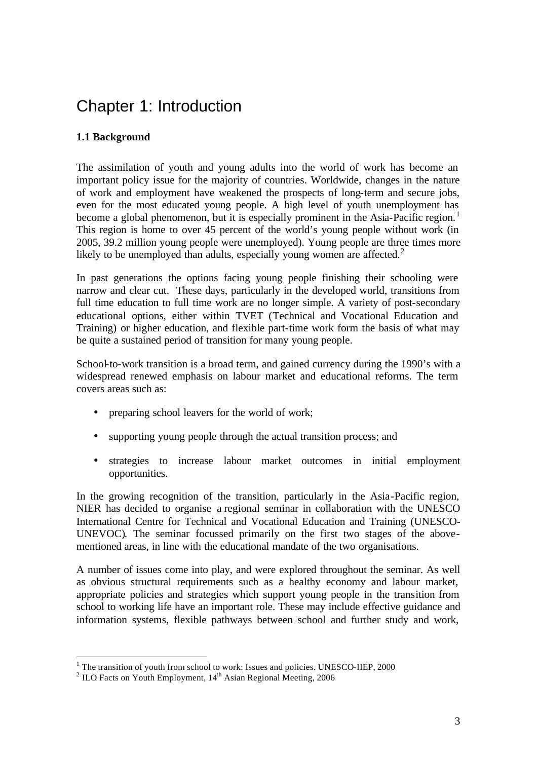# Chapter 1: Introduction

### 1.1 Background

The assimilation of youth and young adults into the world of work has become an important policy issue for the majority of countries. Worldwide, changes in the nature of work and employment have weakened the prospects of long-term and secure jobs, even for the most educated young people. A high level of youth unemployment has become a global phenomenon, but it is especially prominent in the Asia-Pacific region.[1] This region is home to over 45 percent of the world's young people without work (in 2005, 39.2 million young people were unemployed). Young people are three times more likely to be unemployed than adults, especially young women are affected.[2]

In past generations the options facing young people finishing their schooling were narrow and clear cut. These days, particularly in the developed world, transitions from full time education to full time work are no longer simple. A variety of post-secondary educational options, either within TVET (Technical and Vocational Education and Training) or higher education, and flexible part-time work form the basis of what may be quite a sustained period of transition for many young people.

School-to-work transition is a broad term, and gained currency during the 1990's with a widespread renewed emphasis on labour market and educational reforms. The term covers areas such as:

- preparing school leavers for the world of work;
- supporting young people through the actual transition process; and
- strategies to increase labour market outcomes in initial employment opportunities.

In the growing recognition of the transition, particularly in the Asia-Pacific region, NIER has decided to organise a regional seminar in collaboration with the UNESCO International Centre for Technical and Vocational Education and Training (UNESCO-UNEVOC). The seminar focussed primarily on the first two stages of the above-mentioned areas, in line with the educational mandate of the two organisations.

A number of issues come into play, and were explored throughout the seminar. As well as obvious structural requirements such as a healthy economy and labour market, appropriate policies and strategies which support young people in the transition from school to working life have an important role. These may include effective guidance and information systems, flexible pathways between school and further study and work,

[1] The transition of youth from school to work: Issues and policies. UNESCO-IIEP, 2000

[2] ILO Facts on Youth Employment, 14th Asian Regional Meeting, 2006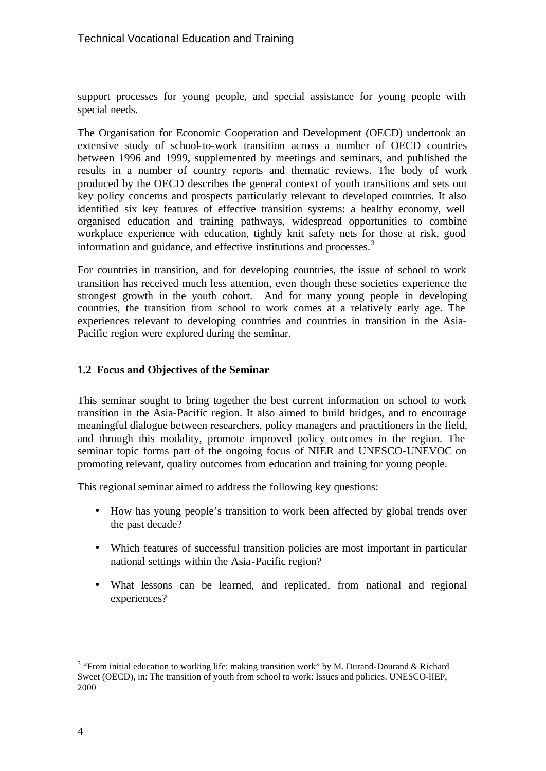support processes for young people, and special assistance for young people with special needs.

The Organisation for Economic Cooperation and Development (OECD) undertook an extensive study of school-to-work transition across a number of OECD countries between 1996 and 1999, supplemented by meetings and seminars, and published the results in a number of country reports and thematic reviews. The body of work produced by the OECD describes the general context of youth transitions and sets out key policy concerns and prospects particularly relevant to developed countries. It also identified six key features of effective transition systems: a healthy economy, well organised education and training pathways, widespread opportunities to combine workplace experience with education, tightly knit safety nets for those at risk, good information and guidance, and effective institutions and processes.[3]

For countries in transition, and for developing countries, the issue of school to work transition has received much less attention, even though these societies experience the strongest growth in the youth cohort. And for many young people in developing countries, the transition from school to work comes at a relatively early age. The experiences relevant to developing countries and countries in transition in the Asia-Pacific region were explored during the seminar.

### 1.2 Focus and Objectives of the Seminar

This seminar sought to bring together the best current information on school to work transition in the Asia-Pacific region. It also aimed to build bridges, and to encourage meaningful dialogue between researchers, policy managers and practitioners in the field, and through this modality, promote improved policy outcomes in the region. The seminar topic forms part of the ongoing focus of NIER and UNESCO-UNEVOC on promoting relevant, quality outcomes from education and training for young people.

This regional seminar aimed to address the following key questions:

- How has young people's transition to work been affected by global trends over the past decade?
- Which features of successful transition policies are most important in particular national settings within the Asia-Pacific region?
- What lessons can be learned, and replicated, from national and regional experiences?

---

[3] "From initial education to working life: making transition work" by M. Durand-Dourand & Richard Sweet (OECD), in: The transition of youth from school to work: Issues and policies. UNESCO-IIEP, 2000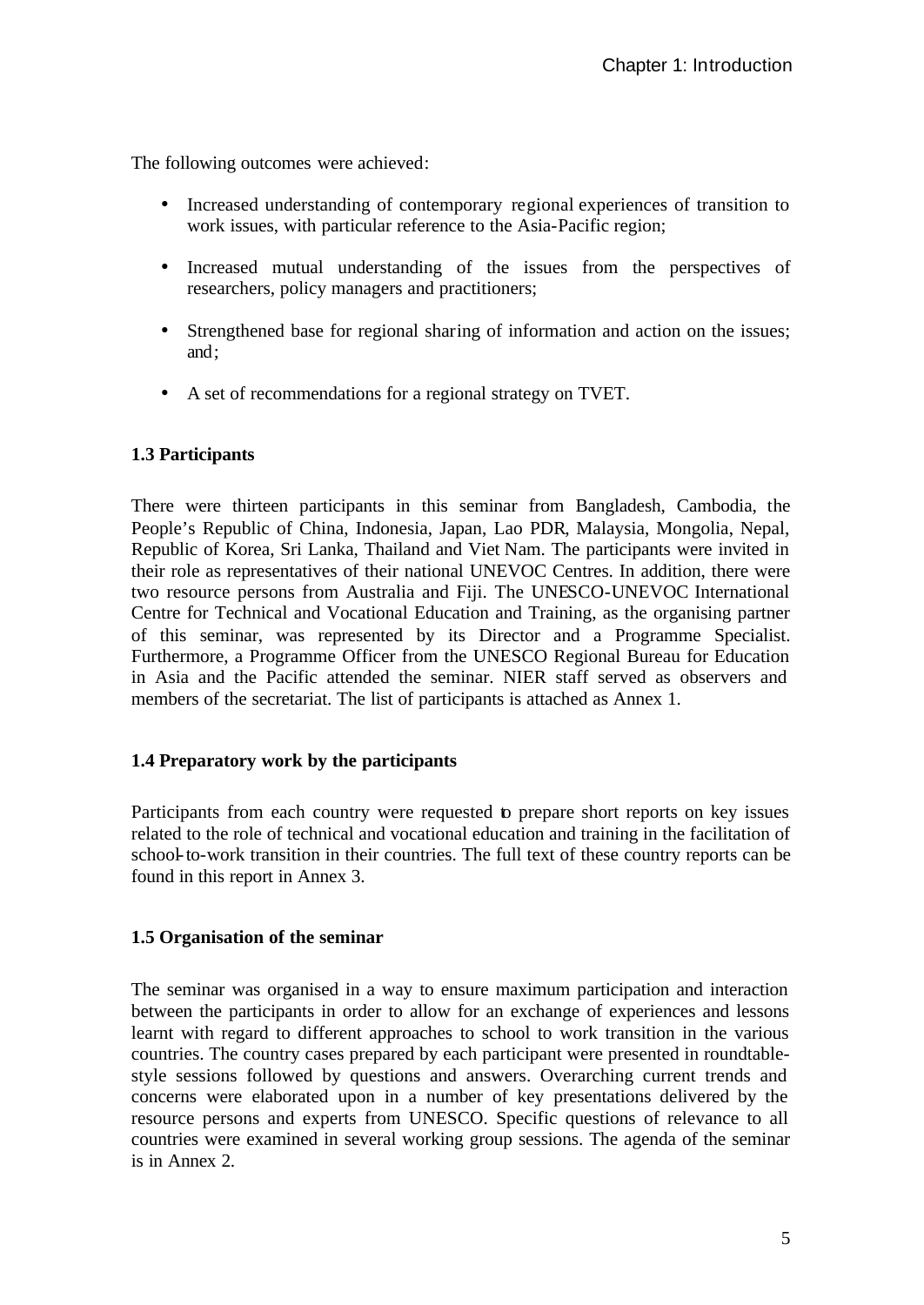The following outcomes were achieved:

- Increased understanding of contemporary regional experiences of transition to work issues, with particular reference to the Asia-Pacific region;
- Increased mutual understanding of the issues from the perspectives of researchers, policy managers and practitioners;
- Strengthened base for regional sharing of information and action on the issues; and;
- A set of recommendations for a regional strategy on TVET.

### 1.3 Participants

There were thirteen participants in this seminar from Bangladesh, Cambodia, the People's Republic of China, Indonesia, Japan, Lao PDR, Malaysia, Mongolia, Nepal, Republic of Korea, Sri Lanka, Thailand and Viet Nam. The participants were invited in their role as representatives of their national UNEVOC Centres. In addition, there were two resource persons from Australia and Fiji. The UNESCO-UNEVOC International Centre for Technical and Vocational Education and Training, as the organising partner of this seminar, was represented by its Director and a Programme Specialist. Furthermore, a Programme Officer from the UNESCO Regional Bureau for Education in Asia and the Pacific attended the seminar. NIER staff served as observers and members of the secretariat. The list of participants is attached as Annex 1.

### 1.4 Preparatory work by the participants

Participants from each country were requested to prepare short reports on key issues related to the role of technical and vocational education and training in the facilitation of school-to-work transition in their countries. The full text of these country reports can be found in this report in Annex 3.

### 1.5 Organisation of the seminar

The seminar was organised in a way to ensure maximum participation and interaction between the participants in order to allow for an exchange of experiences and lessons learnt with regard to different approaches to school to work transition in the various countries. The country cases prepared by each participant were presented in roundtable-style sessions followed by questions and answers. Overarching current trends and concerns were elaborated upon in a number of key presentations delivered by the resource persons and experts from UNESCO. Specific questions of relevance to all countries were examined in several working group sessions. The agenda of the seminar is in Annex 2.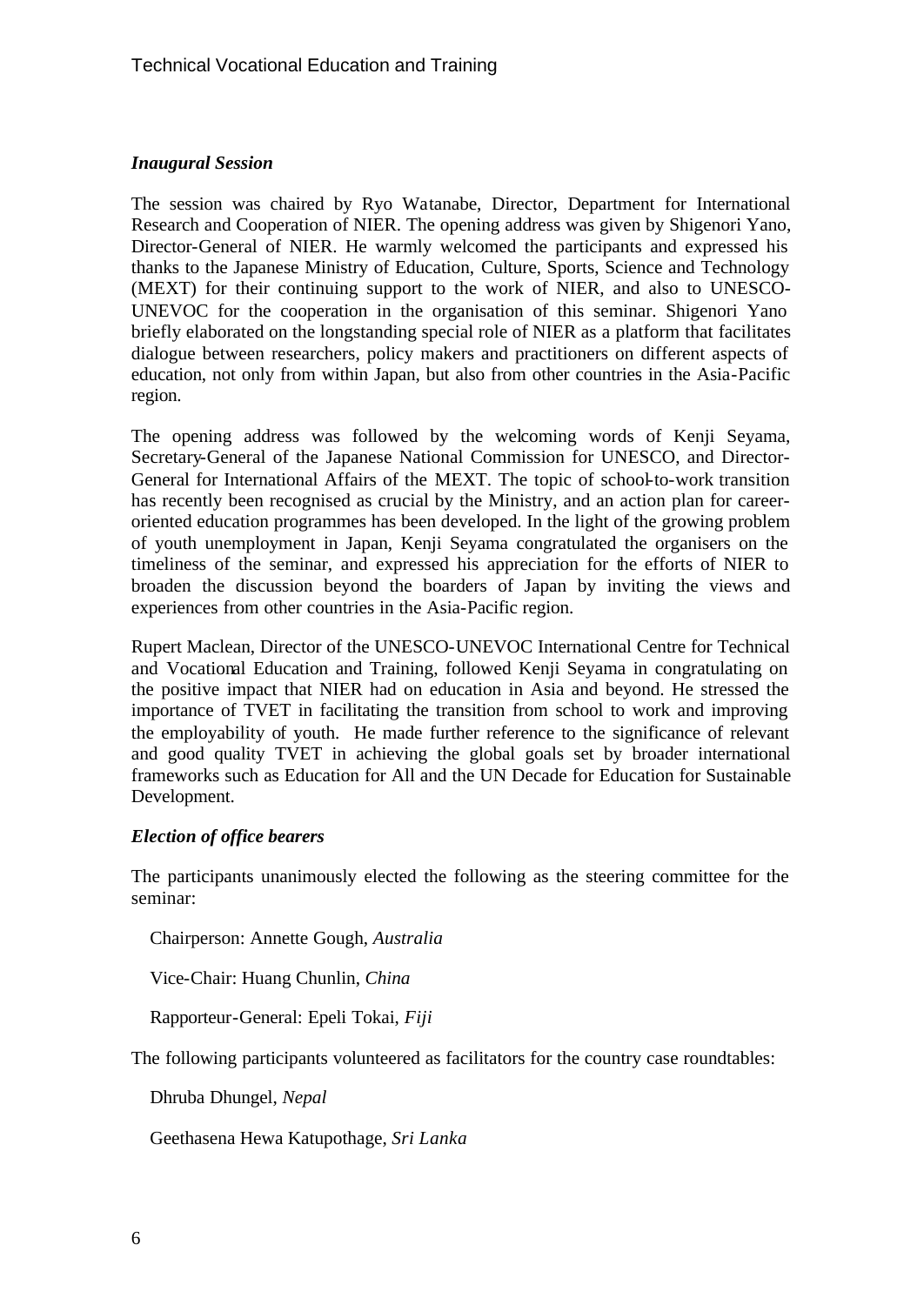### *Inaugural Session*

The session was chaired by Ryo Watanabe, Director, Department for International Research and Cooperation of NIER. The opening address was given by Shigenori Yano, Director-General of NIER. He warmly welcomed the participants and expressed his thanks to the Japanese Ministry of Education, Culture, Sports, Science and Technology (MEXT) for their continuing support to the work of NIER, and also to UNESCO-UNEVOC for the cooperation in the organisation of this seminar. Shigenori Yano briefly elaborated on the longstanding special role of NIER as a platform that facilitates dialogue between researchers, policy makers and practitioners on different aspects of education, not only from within Japan, but also from other countries in the Asia-Pacific region.

The opening address was followed by the welcoming words of Kenji Seyama, Secretary-General of the Japanese National Commission for UNESCO, and Director-General for International Affairs of the MEXT. The topic of school-to-work transition has recently been recognised as crucial by the Ministry, and an action plan for career-oriented education programmes has been developed. In the light of the growing problem of youth unemployment in Japan, Kenji Seyama congratulated the organisers on the timeliness of the seminar, and expressed his appreciation for the efforts of NIER to broaden the discussion beyond the boarders of Japan by inviting the views and experiences from other countries in the Asia-Pacific region.

Rupert Maclean, Director of the UNESCO-UNEVOC International Centre for Technical and Vocational Education and Training, followed Kenji Seyama in congratulating on the positive impact that NIER had on education in Asia and beyond. He stressed the importance of TVET in facilitating the transition from school to work and improving the employability of youth. He made further reference to the significance of relevant and good quality TVET in achieving the global goals set by broader international frameworks such as Education for All and the UN Decade for Education for Sustainable Development.

### *Election of office bearers*

The participants unanimously elected the following as the steering committee for the seminar:

Chairperson: Annette Gough, *Australia*

Vice-Chair: Huang Chunlin, *China*

Rapporteur-General: Epeli Tokai, *Fiji*

The following participants volunteered as facilitators for the country case roundtables:

Dhruba Dhungel, *Nepal*

Geethasena Hewa Katupothage, *Sri Lanka*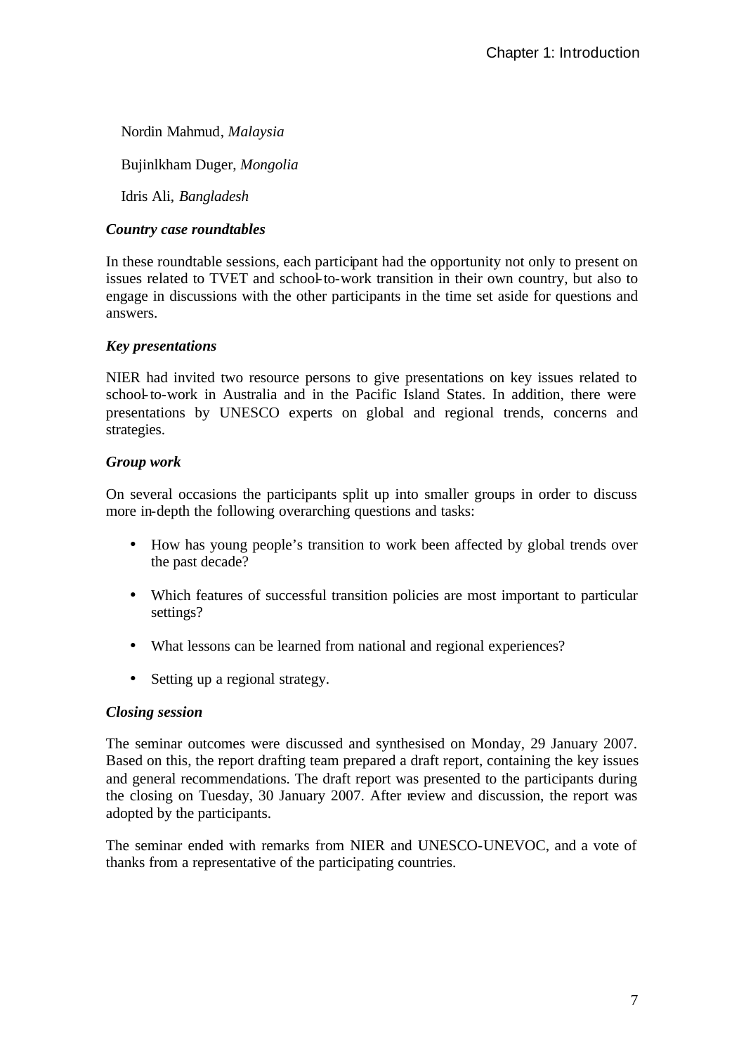Nordin Mahmud, *Malaysia*

Bujinlkham Duger, *Mongolia*

Idris Ali, *Bangladesh*

***Country case roundtables***

In these roundtable sessions, each participant had the opportunity not only to present on issues related to TVET and school-to-work transition in their own country, but also to engage in discussions with the other participants in the time set aside for questions and answers.

***Key presentations***

NIER had invited two resource persons to give presentations on key issues related to school-to-work in Australia and in the Pacific Island States. In addition, there were presentations by UNESCO experts on global and regional trends, concerns and strategies.

***Group work***

On several occasions the participants split up into smaller groups in order to discuss more in-depth the following overarching questions and tasks:

- How has young people's transition to work been affected by global trends over the past decade?
- Which features of successful transition policies are most important to particular settings?
- What lessons can be learned from national and regional experiences?
- Setting up a regional strategy.

***Closing session***

The seminar outcomes were discussed and synthesised on Monday, 29 January 2007. Based on this, the report drafting team prepared a draft report, containing the key issues and general recommendations. The draft report was presented to the participants during the closing on Tuesday, 30 January 2007. After review and discussion, the report was adopted by the participants.

The seminar ended with remarks from NIER and UNESCO-UNEVOC, and a vote of thanks from a representative of the participating countries.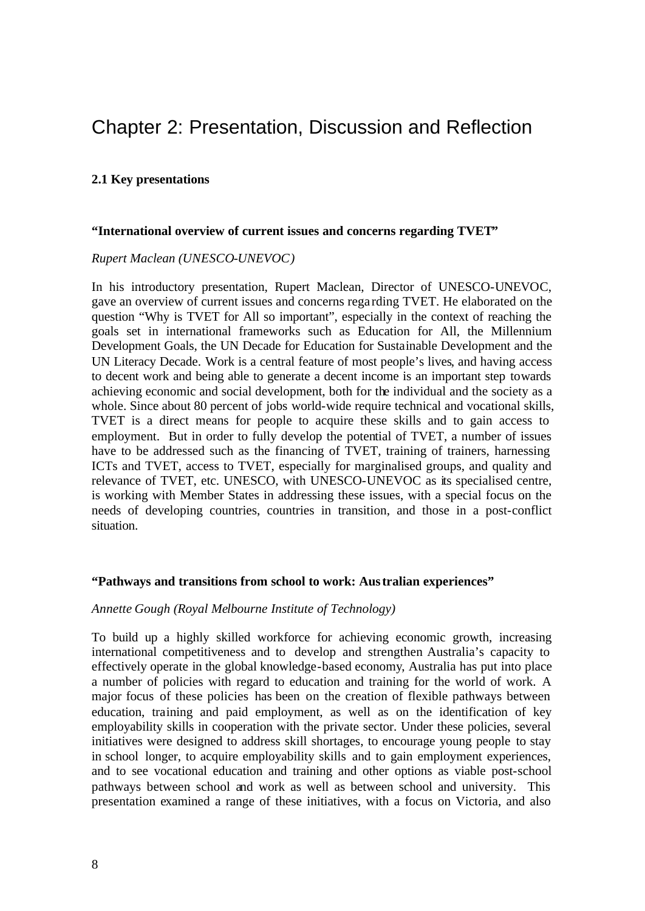# Chapter 2: Presentation, Discussion and Reflection

## 2.1 Key presentations

### "International overview of current issues and concerns regarding TVET"

*Rupert Maclean (UNESCO-UNEVOC)*

In his introductory presentation, Rupert Maclean, Director of UNESCO-UNEVOC, gave an overview of current issues and concerns regarding TVET. He elaborated on the question "Why is TVET for All so important", especially in the context of reaching the goals set in international frameworks such as Education for All, the Millennium Development Goals, the UN Decade for Education for Sustainable Development and the UN Literacy Decade. Work is a central feature of most people's lives, and having access to decent work and being able to generate a decent income is an important step towards achieving economic and social development, both for the individual and the society as a whole. Since about 80 percent of jobs world-wide require technical and vocational skills, TVET is a direct means for people to acquire these skills and to gain access to employment. But in order to fully develop the potential of TVET, a number of issues have to be addressed such as the financing of TVET, training of trainers, harnessing ICTs and TVET, access to TVET, especially for marginalised groups, and quality and relevance of TVET, etc. UNESCO, with UNESCO-UNEVOC as its specialised centre, is working with Member States in addressing these issues, with a special focus on the needs of developing countries, countries in transition, and those in a post-conflict situation.

### "Pathways and transitions from school to work: Australian experiences"

*Annette Gough (Royal Melbourne Institute of Technology)*

To build up a highly skilled workforce for achieving economic growth, increasing international competitiveness and to develop and strengthen Australia's capacity to effectively operate in the global knowledge-based economy, Australia has put into place a number of policies with regard to education and training for the world of work. A major focus of these policies has been on the creation of flexible pathways between education, training and paid employment, as well as on the identification of key employability skills in cooperation with the private sector. Under these policies, several initiatives were designed to address skill shortages, to encourage young people to stay in school longer, to acquire employability skills and to gain employment experiences, and to see vocational education and training and other options as viable post-school pathways between school and work as well as between school and university. This presentation examined a range of these initiatives, with a focus on Victoria, and also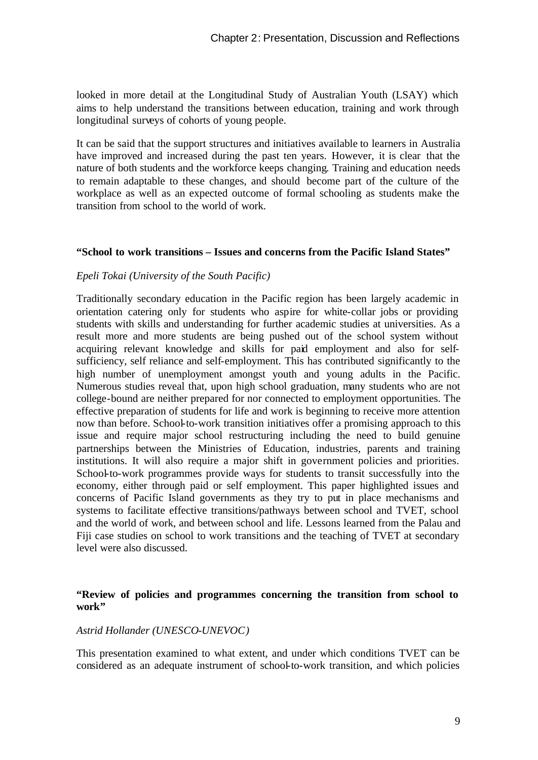looked in more detail at the Longitudinal Study of Australian Youth (LSAY) which aims to help understand the transitions between education, training and work through longitudinal surveys of cohorts of young people.

It can be said that the support structures and initiatives available to learners in Australia have improved and increased during the past ten years. However, it is clear that the nature of both students and the workforce keeps changing. Training and education needs to remain adaptable to these changes, and should become part of the culture of the workplace as well as an expected outcome of formal schooling as students make the transition from school to the world of work.

**"School to work transitions – Issues and concerns from the Pacific Island States"**

*Epeli Tokai (University of the South Pacific)*

Traditionally secondary education in the Pacific region has been largely academic in orientation catering only for students who aspire for white-collar jobs or providing students with skills and understanding for further academic studies at universities. As a result more and more students are being pushed out of the school system without acquiring relevant knowledge and skills for paid employment and also for self-sufficiency, self reliance and self-employment. This has contributed significantly to the high number of unemployment amongst youth and young adults in the Pacific. Numerous studies reveal that, upon high school graduation, many students who are not college-bound are neither prepared for nor connected to employment opportunities. The effective preparation of students for life and work is beginning to receive more attention now than before. School-to-work transition initiatives offer a promising approach to this issue and require major school restructuring including the need to build genuine partnerships between the Ministries of Education, industries, parents and training institutions. It will also require a major shift in government policies and priorities. School-to-work programmes provide ways for students to transit successfully into the economy, either through paid or self employment. This paper highlighted issues and concerns of Pacific Island governments as they try to put in place mechanisms and systems to facilitate effective transitions/pathways between school and TVET, school and the world of work, and between school and life. Lessons learned from the Palau and Fiji case studies on school to work transitions and the teaching of TVET at secondary level were also discussed.

**"Review of policies and programmes concerning the transition from school to work"**

*Astrid Hollander (UNESCO-UNEVOC)*

This presentation examined to what extent, and under which conditions TVET can be considered as an adequate instrument of school-to-work transition, and which policies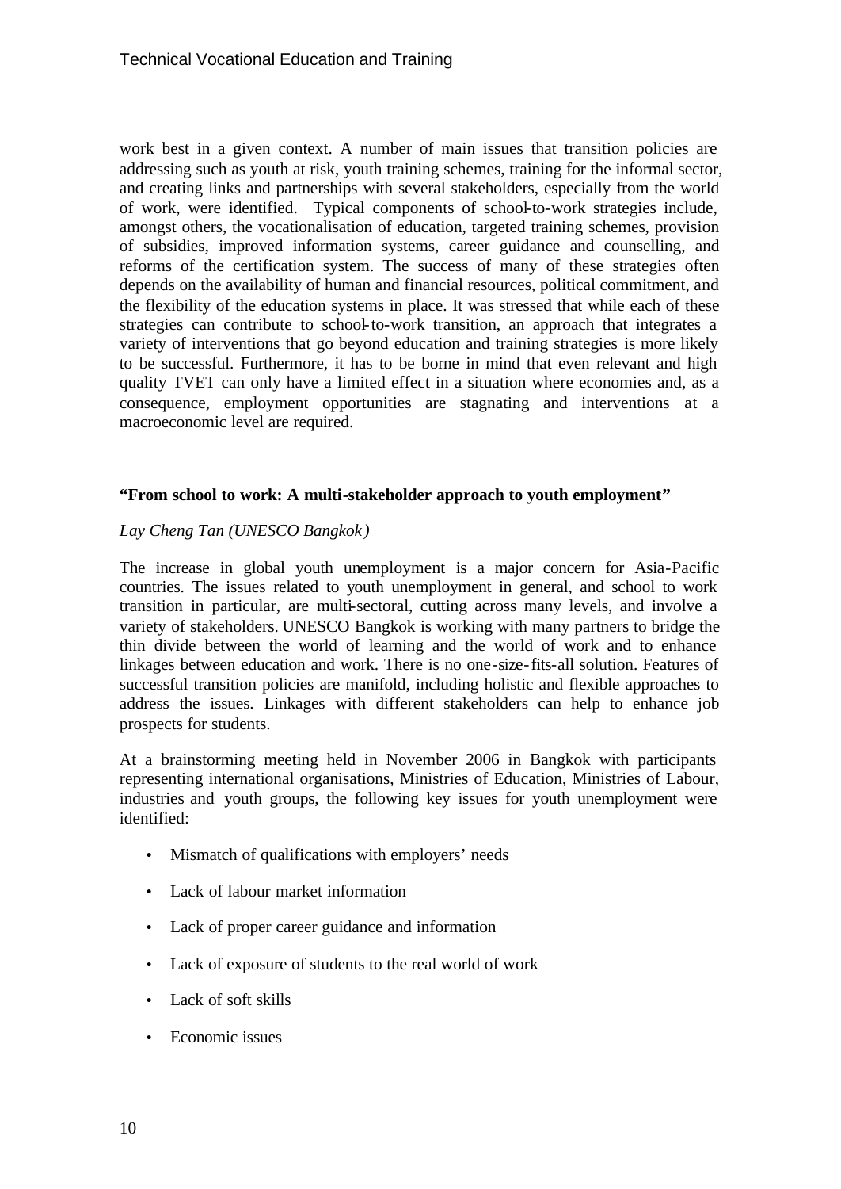work best in a given context. A number of main issues that transition policies are addressing such as youth at risk, youth training schemes, training for the informal sector, and creating links and partnerships with several stakeholders, especially from the world of work, were identified. Typical components of school-to-work strategies include, amongst others, the vocationalisation of education, targeted training schemes, provision of subsidies, improved information systems, career guidance and counselling, and reforms of the certification system. The success of many of these strategies often depends on the availability of human and financial resources, political commitment, and the flexibility of the education systems in place. It was stressed that while each of these strategies can contribute to school-to-work transition, an approach that integrates a variety of interventions that go beyond education and training strategies is more likely to be successful. Furthermore, it has to be borne in mind that even relevant and high quality TVET can only have a limited effect in a situation where economies and, as a consequence, employment opportunities are stagnating and interventions at a macroeconomic level are required.

**"From school to work: A multi-stakeholder approach to youth employment"**

*Lay Cheng Tan (UNESCO Bangkok)*

The increase in global youth unemployment is a major concern for Asia-Pacific countries. The issues related to youth unemployment in general, and school to work transition in particular, are multi-sectoral, cutting across many levels, and involve a variety of stakeholders. UNESCO Bangkok is working with many partners to bridge the thin divide between the world of learning and the world of work and to enhance linkages between education and work. There is no one-size-fits-all solution. Features of successful transition policies are manifold, including holistic and flexible approaches to address the issues. Linkages with different stakeholders can help to enhance job prospects for students.

At a brainstorming meeting held in November 2006 in Bangkok with participants representing international organisations, Ministries of Education, Ministries of Labour, industries and youth groups, the following key issues for youth unemployment were identified:

- Mismatch of qualifications with employers' needs
- Lack of labour market information
- Lack of proper career guidance and information
- Lack of exposure of students to the real world of work
- Lack of soft skills
- Economic issues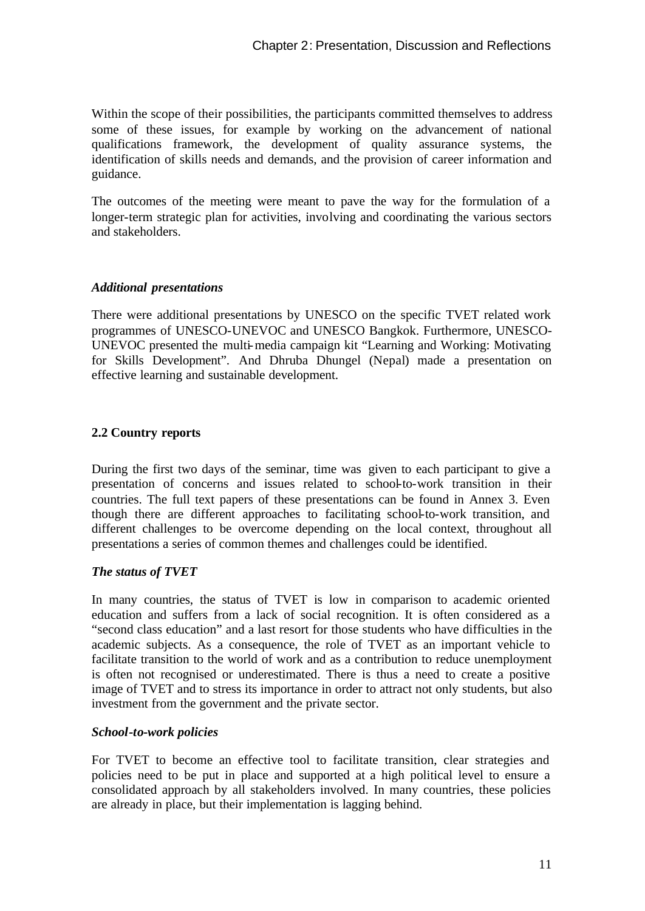Within the scope of their possibilities, the participants committed themselves to address some of these issues, for example by working on the advancement of national qualifications framework, the development of quality assurance systems, the identification of skills needs and demands, and the provision of career information and guidance.

The outcomes of the meeting were meant to pave the way for the formulation of a longer-term strategic plan for activities, involving and coordinating the various sectors and stakeholders.

### *Additional presentations*

There were additional presentations by UNESCO on the specific TVET related work programmes of UNESCO-UNEVOC and UNESCO Bangkok. Furthermore, UNESCO-UNEVOC presented the multi-media campaign kit "Learning and Working: Motivating for Skills Development". And Dhruba Dhungel (Nepal) made a presentation on effective learning and sustainable development.

## 2.2 Country reports

During the first two days of the seminar, time was given to each participant to give a presentation of concerns and issues related to school-to-work transition in their countries. The full text papers of these presentations can be found in Annex 3. Even though there are different approaches to facilitating school-to-work transition, and different challenges to be overcome depending on the local context, throughout all presentations a series of common themes and challenges could be identified.

### *The status of TVET*

In many countries, the status of TVET is low in comparison to academic oriented education and suffers from a lack of social recognition. It is often considered as a "second class education" and a last resort for those students who have difficulties in the academic subjects. As a consequence, the role of TVET as an important vehicle to facilitate transition to the world of work and as a contribution to reduce unemployment is often not recognised or underestimated. There is thus a need to create a positive image of TVET and to stress its importance in order to attract not only students, but also investment from the government and the private sector.

### *School-to-work policies*

For TVET to become an effective tool to facilitate transition, clear strategies and policies need to be put in place and supported at a high political level to ensure a consolidated approach by all stakeholders involved. In many countries, these policies are already in place, but their implementation is lagging behind.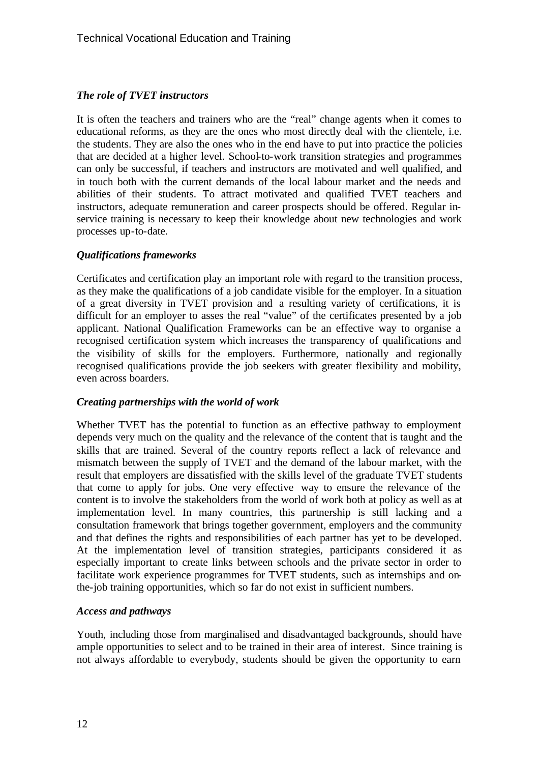### *The role of TVET instructors*

It is often the teachers and trainers who are the "real" change agents when it comes to educational reforms, as they are the ones who most directly deal with the clientele, i.e. the students. They are also the ones who in the end have to put into practice the policies that are decided at a higher level. School-to-work transition strategies and programmes can only be successful, if teachers and instructors are motivated and well qualified, and in touch both with the current demands of the local labour market and the needs and abilities of their students. To attract motivated and qualified TVET teachers and instructors, adequate remuneration and career prospects should be offered. Regular in-service training is necessary to keep their knowledge about new technologies and work processes up-to-date.

### *Qualifications frameworks*

Certificates and certification play an important role with regard to the transition process, as they make the qualifications of a job candidate visible for the employer. In a situation of a great diversity in TVET provision and a resulting variety of certifications, it is difficult for an employer to asses the real "value" of the certificates presented by a job applicant. National Qualification Frameworks can be an effective way to organise a recognised certification system which increases the transparency of qualifications and the visibility of skills for the employers. Furthermore, nationally and regionally recognised qualifications provide the job seekers with greater flexibility and mobility, even across boarders.

### *Creating partnerships with the world of work*

Whether TVET has the potential to function as an effective pathway to employment depends very much on the quality and the relevance of the content that is taught and the skills that are trained. Several of the country reports reflect a lack of relevance and mismatch between the supply of TVET and the demand of the labour market, with the result that employers are dissatisfied with the skills level of the graduate TVET students that come to apply for jobs. One very effective way to ensure the relevance of the content is to involve the stakeholders from the world of work both at policy as well as at implementation level. In many countries, this partnership is still lacking and a consultation framework that brings together government, employers and the community and that defines the rights and responsibilities of each partner has yet to be developed. At the implementation level of transition strategies, participants considered it as especially important to create links between schools and the private sector in order to facilitate work experience programmes for TVET students, such as internships and on-the-job training opportunities, which so far do not exist in sufficient numbers.

### *Access and pathways*

Youth, including those from marginalised and disadvantaged backgrounds, should have ample opportunities to select and to be trained in their area of interest. Since training is not always affordable to everybody, students should be given the opportunity to earn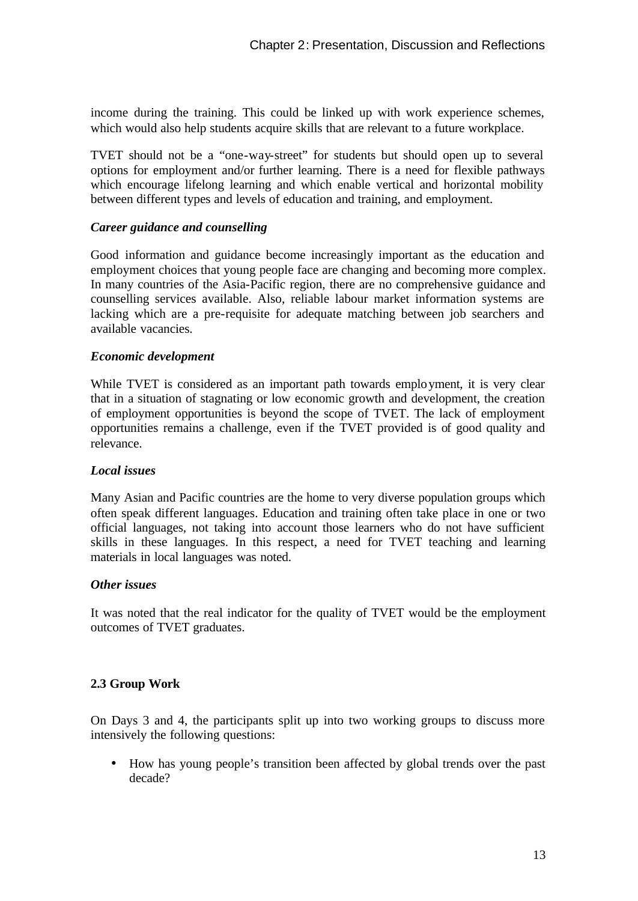income during the training. This could be linked up with work experience schemes, which would also help students acquire skills that are relevant to a future workplace.

TVET should not be a "one-way-street" for students but should open up to several options for employment and/or further learning. There is a need for flexible pathways which encourage lifelong learning and which enable vertical and horizontal mobility between different types and levels of education and training, and employment.

***Career guidance and counselling***

Good information and guidance become increasingly important as the education and employment choices that young people face are changing and becoming more complex. In many countries of the Asia-Pacific region, there are no comprehensive guidance and counselling services available. Also, reliable labour market information systems are lacking which are a pre-requisite for adequate matching between job searchers and available vacancies.

***Economic development***

While TVET is considered as an important path towards employment, it is very clear that in a situation of stagnating or low economic growth and development, the creation of employment opportunities is beyond the scope of TVET. The lack of employment opportunities remains a challenge, even if the TVET provided is of good quality and relevance.

***Local issues***

Many Asian and Pacific countries are the home to very diverse population groups which often speak different languages. Education and training often take place in one or two official languages, not taking into account those learners who do not have sufficient skills in these languages. In this respect, a need for TVET teaching and learning materials in local languages was noted.

***Other issues***

It was noted that the real indicator for the quality of TVET would be the employment outcomes of TVET graduates.

## 2.3 Group Work

On Days 3 and 4, the participants split up into two working groups to discuss more intensively the following questions:

- How has young people's transition been affected by global trends over the past decade?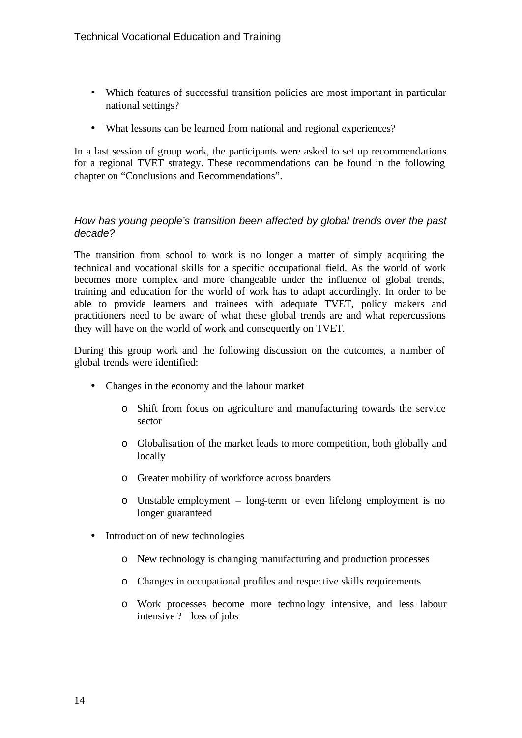- Which features of successful transition policies are most important in particular national settings?
- What lessons can be learned from national and regional experiences?

In a last session of group work, the participants were asked to set up recommendations for a regional TVET strategy. These recommendations can be found in the following chapter on "Conclusions and Recommendations".

*How has young people's transition been affected by global trends over the past decade?*

The transition from school to work is no longer a matter of simply acquiring the technical and vocational skills for a specific occupational field. As the world of work becomes more complex and more changeable under the influence of global trends, training and education for the world of work has to adapt accordingly. In order to be able to provide learners and trainees with adequate TVET, policy makers and practitioners need to be aware of what these global trends are and what repercussions they will have on the world of work and consequently on TVET.

During this group work and the following discussion on the outcomes, a number of global trends were identified:

- Changes in the economy and the labour market
  - Shift from focus on agriculture and manufacturing towards the service sector
  - Globalisation of the market leads to more competition, both globally and locally
  - Greater mobility of workforce across boarders
  - Unstable employment – long-term or even lifelong employment is no longer guaranteed
- Introduction of new technologies
  - New technology is changing manufacturing and production processes
  - Changes in occupational profiles and respective skills requirements
  - Work processes become more technology intensive, and less labour intensive ? loss of jobs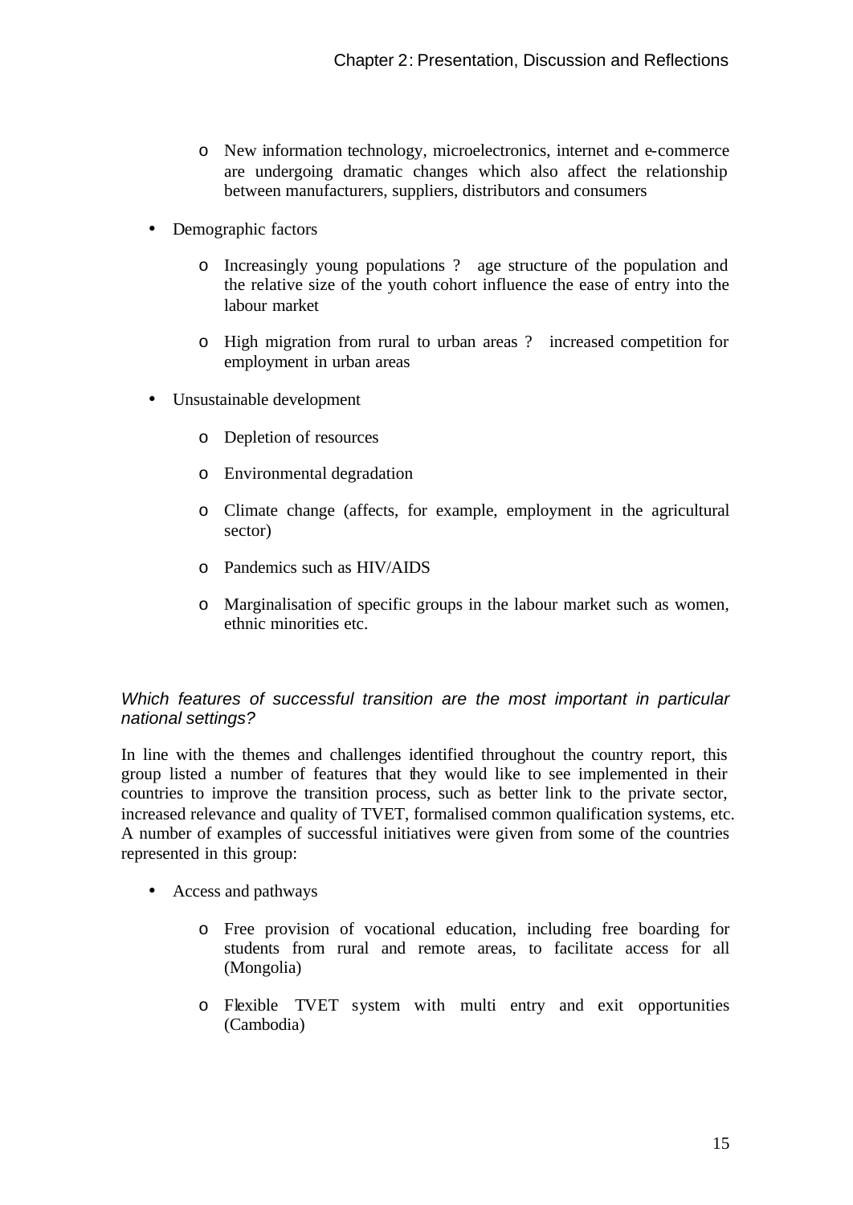- New information technology, microelectronics, internet and e-commerce are undergoing dramatic changes which also affect the relationship between manufacturers, suppliers, distributors and consumers

- Demographic factors

  - Increasingly young populations ? age structure of the population and the relative size of the youth cohort influence the ease of entry into the labour market

  - High migration from rural to urban areas ? increased competition for employment in urban areas

- Unsustainable development

  - Depletion of resources

  - Environmental degradation

  - Climate change (affects, for example, employment in the agricultural sector)

  - Pandemics such as HIV/AIDS

  - Marginalisation of specific groups in the labour market such as women, ethnic minorities etc.

*Which features of successful transition are the most important in particular national settings?*

In line with the themes and challenges identified throughout the country report, this group listed a number of features that they would like to see implemented in their countries to improve the transition process, such as better link to the private sector, increased relevance and quality of TVET, formalised common qualification systems, etc. A number of examples of successful initiatives were given from some of the countries represented in this group:

- Access and pathways

  - Free provision of vocational education, including free boarding for students from rural and remote areas, to facilitate access for all (Mongolia)

  - Flexible TVET system with multi entry and exit opportunities (Cambodia)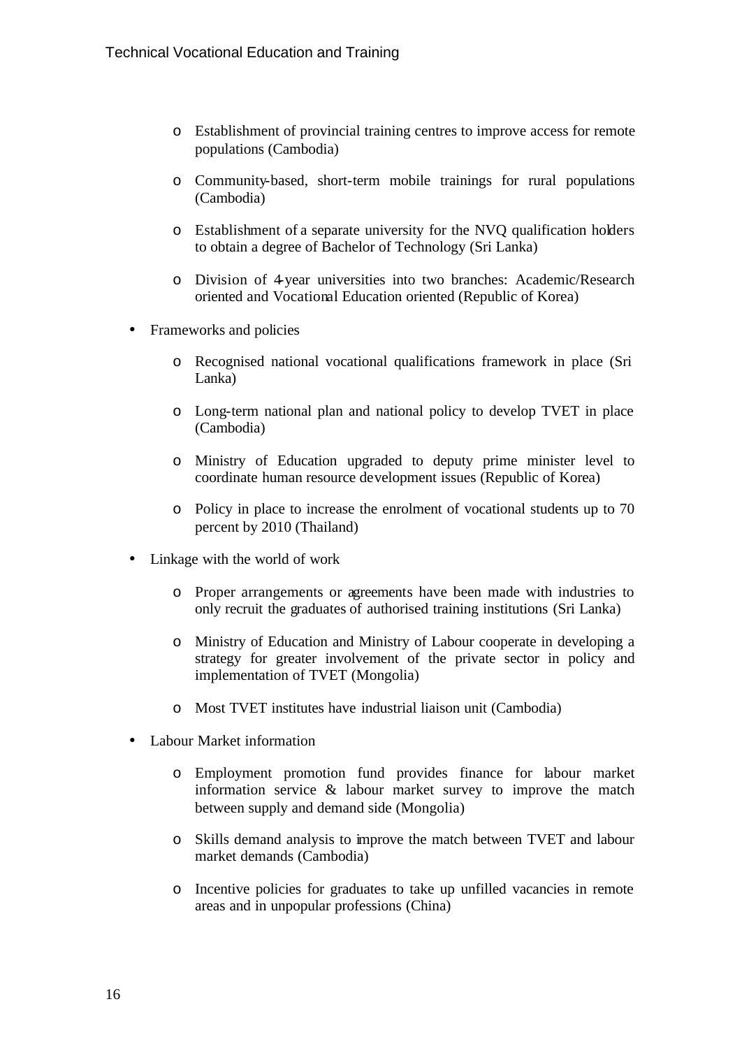- Establishment of provincial training centres to improve access for remote populations (Cambodia)
  - Community-based, short-term mobile trainings for rural populations (Cambodia)
  - Establishment of a separate university for the NVQ qualification holders to obtain a degree of Bachelor of Technology (Sri Lanka)
  - Division of 4-year universities into two branches: Academic/Research oriented and Vocational Education oriented (Republic of Korea)

- Frameworks and policies
  - Recognised national vocational qualifications framework in place (Sri Lanka)
  - Long-term national plan and national policy to develop TVET in place (Cambodia)
  - Ministry of Education upgraded to deputy prime minister level to coordinate human resource development issues (Republic of Korea)
  - Policy in place to increase the enrolment of vocational students up to 70 percent by 2010 (Thailand)

- Linkage with the world of work
  - Proper arrangements or agreements have been made with industries to only recruit the graduates of authorised training institutions (Sri Lanka)
  - Ministry of Education and Ministry of Labour cooperate in developing a strategy for greater involvement of the private sector in policy and implementation of TVET (Mongolia)
  - Most TVET institutes have industrial liaison unit (Cambodia)

- Labour Market information
  - Employment promotion fund provides finance for labour market information service & labour market survey to improve the match between supply and demand side (Mongolia)
  - Skills demand analysis to improve the match between TVET and labour market demands (Cambodia)
  - Incentive policies for graduates to take up unfilled vacancies in remote areas and in unpopular professions (China)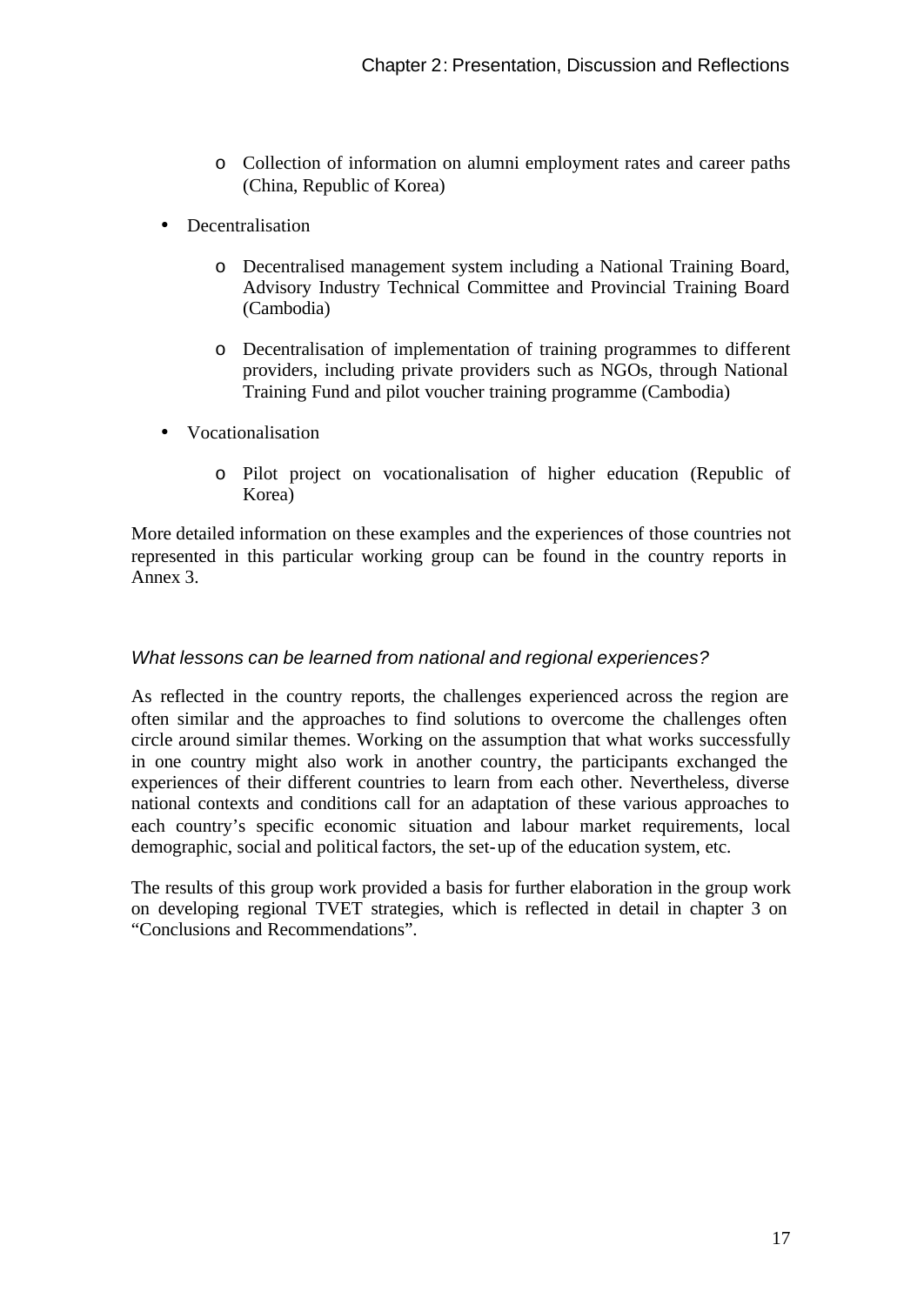- Collection of information on alumni employment rates and career paths (China, Republic of Korea)

- Decentralisation
  - Decentralised management system including a National Training Board, Advisory Industry Technical Committee and Provincial Training Board (Cambodia)
  - Decentralisation of implementation of training programmes to different providers, including private providers such as NGOs, through National Training Fund and pilot voucher training programme (Cambodia)

- Vocationalisation
  - Pilot project on vocationalisation of higher education (Republic of Korea)

More detailed information on these examples and the experiences of those countries not represented in this particular working group can be found in the country reports in Annex 3.

*What lessons can be learned from national and regional experiences?*

As reflected in the country reports, the challenges experienced across the region are often similar and the approaches to find solutions to overcome the challenges often circle around similar themes. Working on the assumption that what works successfully in one country might also work in another country, the participants exchanged the experiences of their different countries to learn from each other. Nevertheless, diverse national contexts and conditions call for an adaptation of these various approaches to each country's specific economic situation and labour market requirements, local demographic, social and political factors, the set-up of the education system, etc.

The results of this group work provided a basis for further elaboration in the group work on developing regional TVET strategies, which is reflected in detail in chapter 3 on "Conclusions and Recommendations".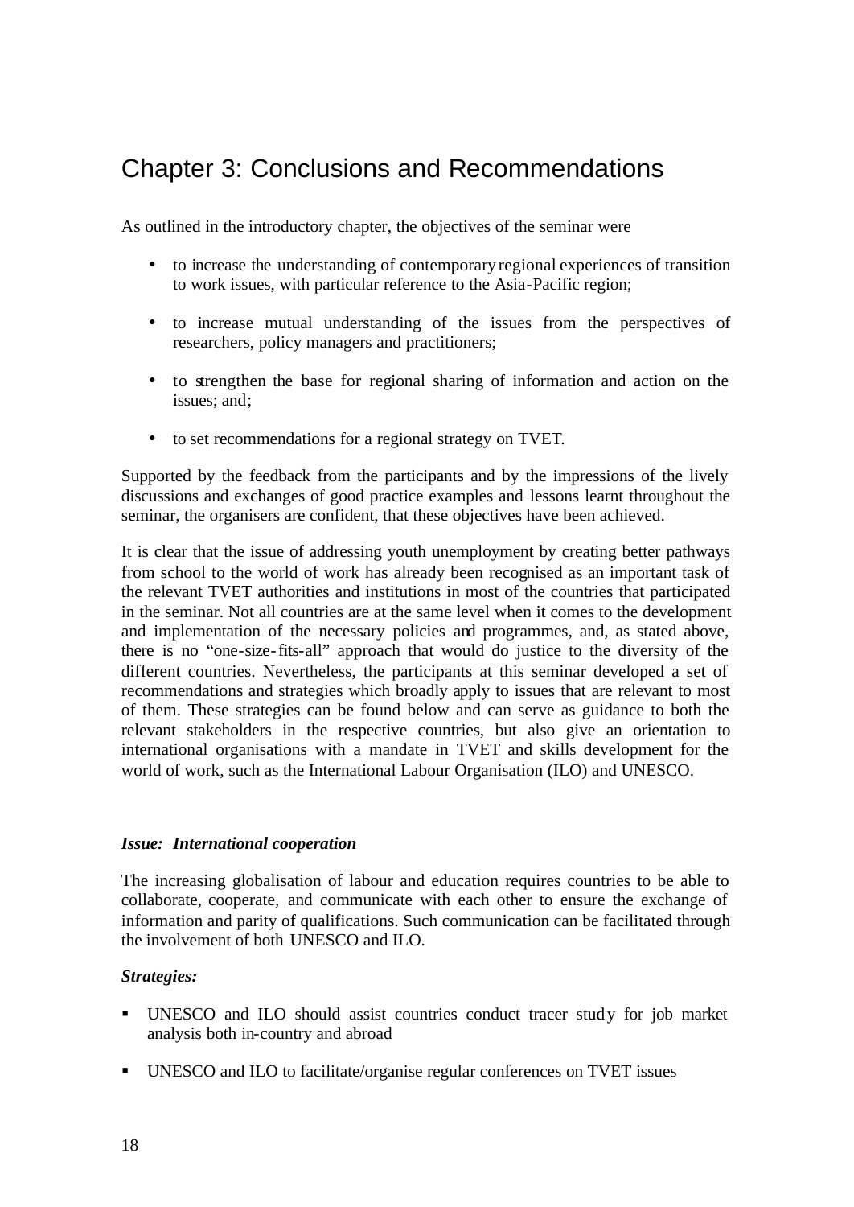# Chapter 3: Conclusions and Recommendations

As outlined in the introductory chapter, the objectives of the seminar were

- to increase the understanding of contemporary regional experiences of transition to work issues, with particular reference to the Asia-Pacific region;
- to increase mutual understanding of the issues from the perspectives of researchers, policy managers and practitioners;
- to strengthen the base for regional sharing of information and action on the issues; and;
- to set recommendations for a regional strategy on TVET.

Supported by the feedback from the participants and by the impressions of the lively discussions and exchanges of good practice examples and lessons learnt throughout the seminar, the organisers are confident, that these objectives have been achieved.

It is clear that the issue of addressing youth unemployment by creating better pathways from school to the world of work has already been recognised as an important task of the relevant TVET authorities and institutions in most of the countries that participated in the seminar. Not all countries are at the same level when it comes to the development and implementation of the necessary policies and programmes, and, as stated above, there is no "one-size-fits-all" approach that would do justice to the diversity of the different countries. Nevertheless, the participants at this seminar developed a set of recommendations and strategies which broadly apply to issues that are relevant to most of them. These strategies can be found below and can serve as guidance to both the relevant stakeholders in the respective countries, but also give an orientation to international organisations with a mandate in TVET and skills development for the world of work, such as the International Labour Organisation (ILO) and UNESCO.

***Issue: International cooperation***

The increasing globalisation of labour and education requires countries to be able to collaborate, cooperate, and communicate with each other to ensure the exchange of information and parity of qualifications. Such communication can be facilitated through the involvement of both UNESCO and ILO.

***Strategies:***

- UNESCO and ILO should assist countries conduct tracer study for job market analysis both in-country and abroad
- UNESCO and ILO to facilitate/organise regular conferences on TVET issues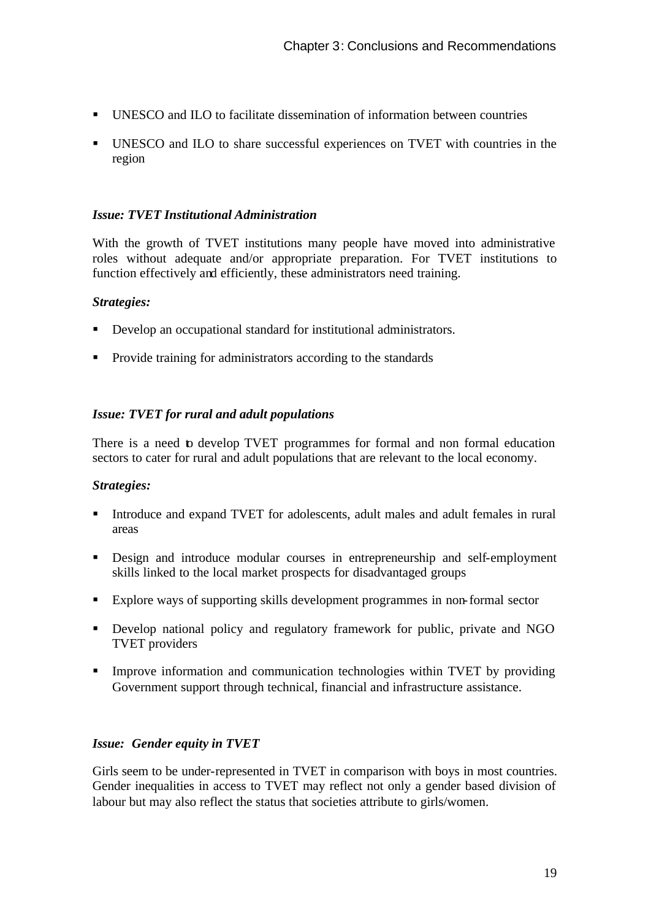- UNESCO and ILO to facilitate dissemination of information between countries
- UNESCO and ILO to share successful experiences on TVET with countries in the region

***Issue: TVET Institutional Administration***

With the growth of TVET institutions many people have moved into administrative roles without adequate and/or appropriate preparation. For TVET institutions to function effectively and efficiently, these administrators need training.

***Strategies:***

- Develop an occupational standard for institutional administrators.
- Provide training for administrators according to the standards

***Issue: TVET for rural and adult populations***

There is a need to develop TVET programmes for formal and non formal education sectors to cater for rural and adult populations that are relevant to the local economy.

***Strategies:***

- Introduce and expand TVET for adolescents, adult males and adult females in rural areas
- Design and introduce modular courses in entrepreneurship and self-employment skills linked to the local market prospects for disadvantaged groups
- Explore ways of supporting skills development programmes in non-formal sector
- Develop national policy and regulatory framework for public, private and NGO TVET providers
- Improve information and communication technologies within TVET by providing Government support through technical, financial and infrastructure assistance.

***Issue: Gender equity in TVET***

Girls seem to be under-represented in TVET in comparison with boys in most countries. Gender inequalities in access to TVET may reflect not only a gender based division of labour but may also reflect the status that societies attribute to girls/women.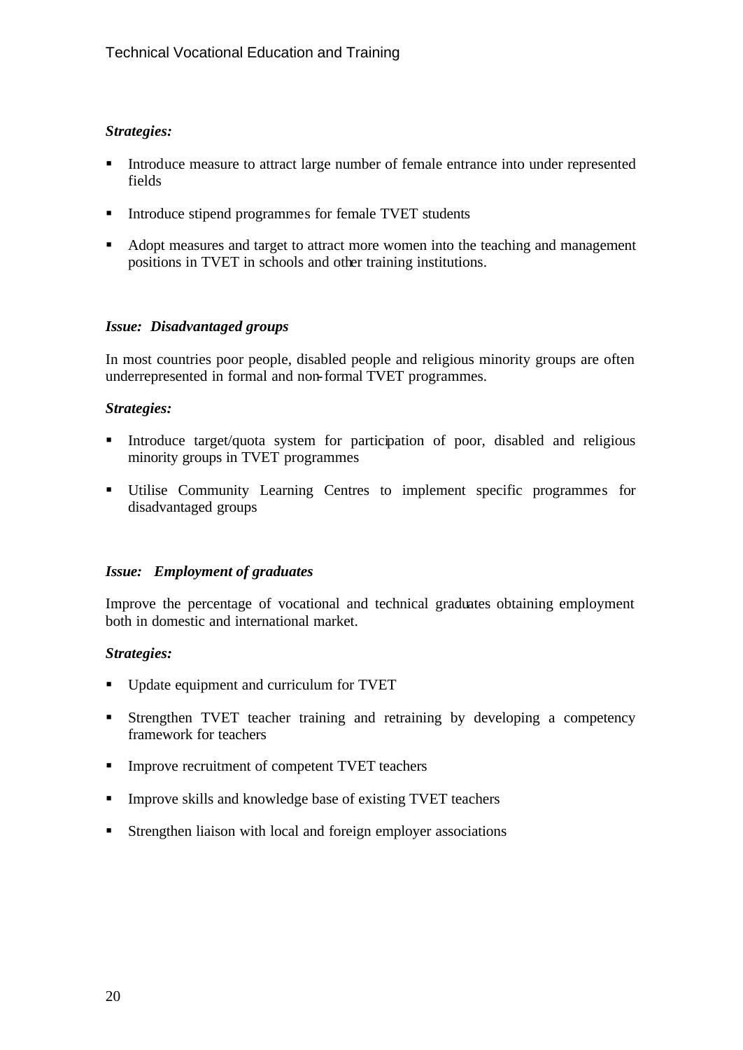***Strategies:***

- Introduce measure to attract large number of female entrance into under represented fields
- Introduce stipend programmes for female TVET students
- Adopt measures and target to attract more women into the teaching and management positions in TVET in schools and other training institutions.

***Issue: Disadvantaged groups***

In most countries poor people, disabled people and religious minority groups are often underrepresented in formal and non-formal TVET programmes.

***Strategies:***

- Introduce target/quota system for participation of poor, disabled and religious minority groups in TVET programmes
- Utilise Community Learning Centres to implement specific programmes for disadvantaged groups

***Issue: Employment of graduates***

Improve the percentage of vocational and technical graduates obtaining employment both in domestic and international market.

***Strategies:***

- Update equipment and curriculum for TVET
- Strengthen TVET teacher training and retraining by developing a competency framework for teachers
- Improve recruitment of competent TVET teachers
- Improve skills and knowledge base of existing TVET teachers
- Strengthen liaison with local and foreign employer associations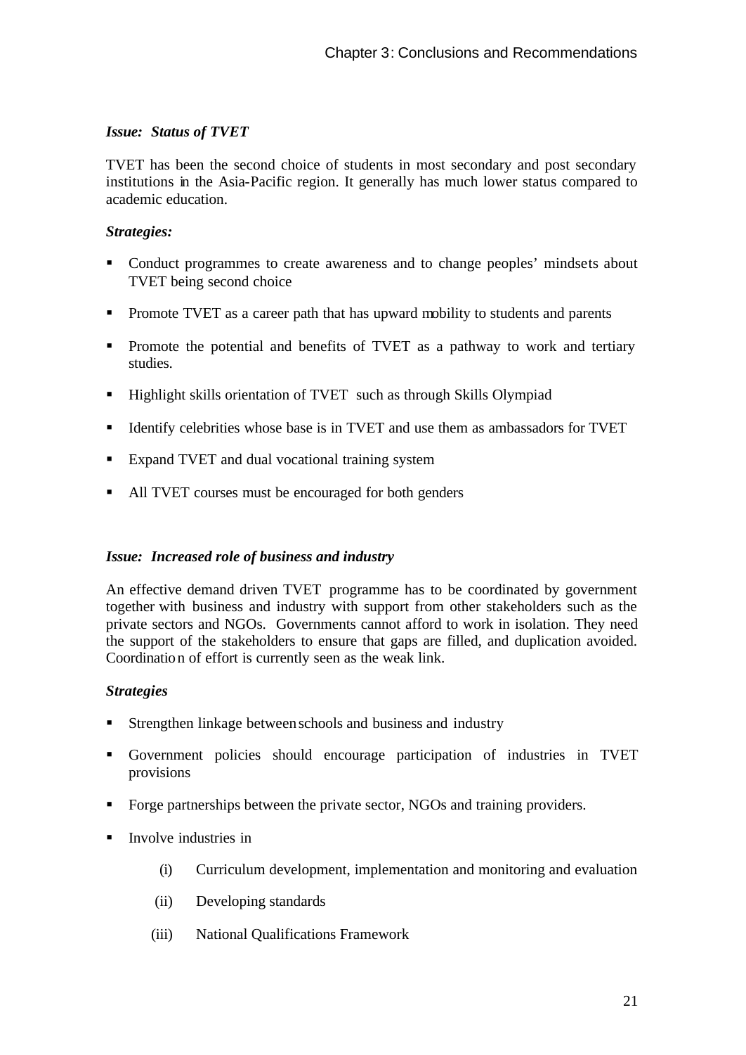***Issue: Status of TVET***

TVET has been the second choice of students in most secondary and post secondary institutions in the Asia-Pacific region. It generally has much lower status compared to academic education.

***Strategies:***

- Conduct programmes to create awareness and to change peoples' mindsets about TVET being second choice
- Promote TVET as a career path that has upward mobility to students and parents
- Promote the potential and benefits of TVET as a pathway to work and tertiary studies.
- Highlight skills orientation of TVET such as through Skills Olympiad
- Identify celebrities whose base is in TVET and use them as ambassadors for TVET
- Expand TVET and dual vocational training system
- All TVET courses must be encouraged for both genders

***Issue: Increased role of business and industry***

An effective demand driven TVET programme has to be coordinated by government together with business and industry with support from other stakeholders such as the private sectors and NGOs. Governments cannot afford to work in isolation. They need the support of the stakeholders to ensure that gaps are filled, and duplication avoided. Coordination of effort is currently seen as the weak link.

***Strategies***

- Strengthen linkage between schools and business and industry
- Government policies should encourage participation of industries in TVET provisions
- Forge partnerships between the private sector, NGOs and training providers.
- Involve industries in
  - (i) Curriculum development, implementation and monitoring and evaluation
  - (ii) Developing standards
  - (iii) National Qualifications Framework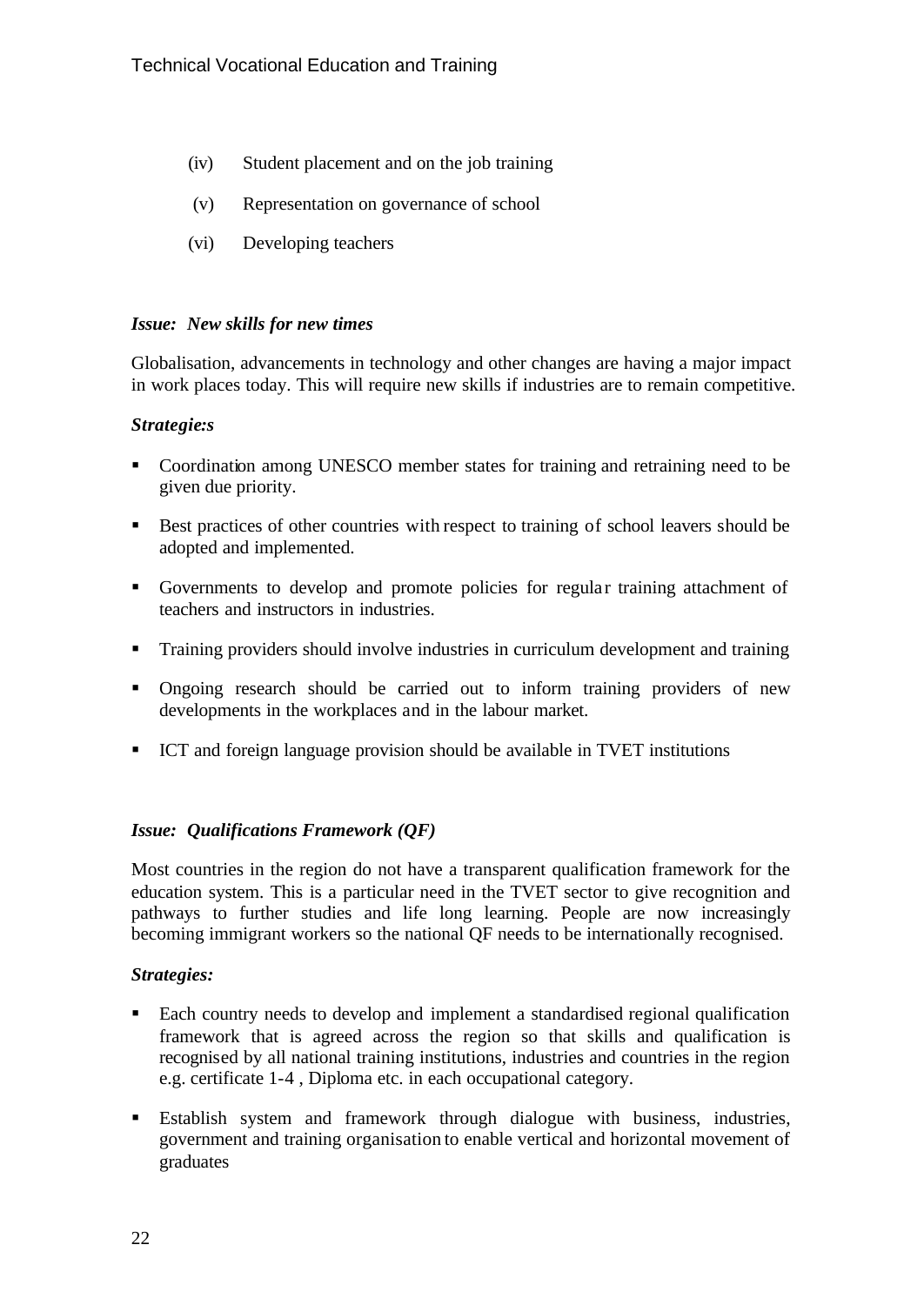(iv) Student placement and on the job training

(v) Representation on governance of school

(vi) Developing teachers

***Issue: New skills for new times***

Globalisation, advancements in technology and other changes are having a major impact in work places today. This will require new skills if industries are to remain competitive.

***Strategie:s***

- Coordination among UNESCO member states for training and retraining need to be given due priority.
- Best practices of other countries with respect to training of school leavers should be adopted and implemented.
- Governments to develop and promote policies for regular training attachment of teachers and instructors in industries.
- Training providers should involve industries in curriculum development and training
- Ongoing research should be carried out to inform training providers of new developments in the workplaces and in the labour market.
- ICT and foreign language provision should be available in TVET institutions

***Issue: Qualifications Framework (QF)***

Most countries in the region do not have a transparent qualification framework for the education system. This is a particular need in the TVET sector to give recognition and pathways to further studies and life long learning. People are now increasingly becoming immigrant workers so the national QF needs to be internationally recognised.

***Strategies:***

- Each country needs to develop and implement a standardised regional qualification framework that is agreed across the region so that skills and qualification is recognised by all national training institutions, industries and countries in the region e.g. certificate 1-4 , Diploma etc. in each occupational category.
- Establish system and framework through dialogue with business, industries, government and training organisation to enable vertical and horizontal movement of graduates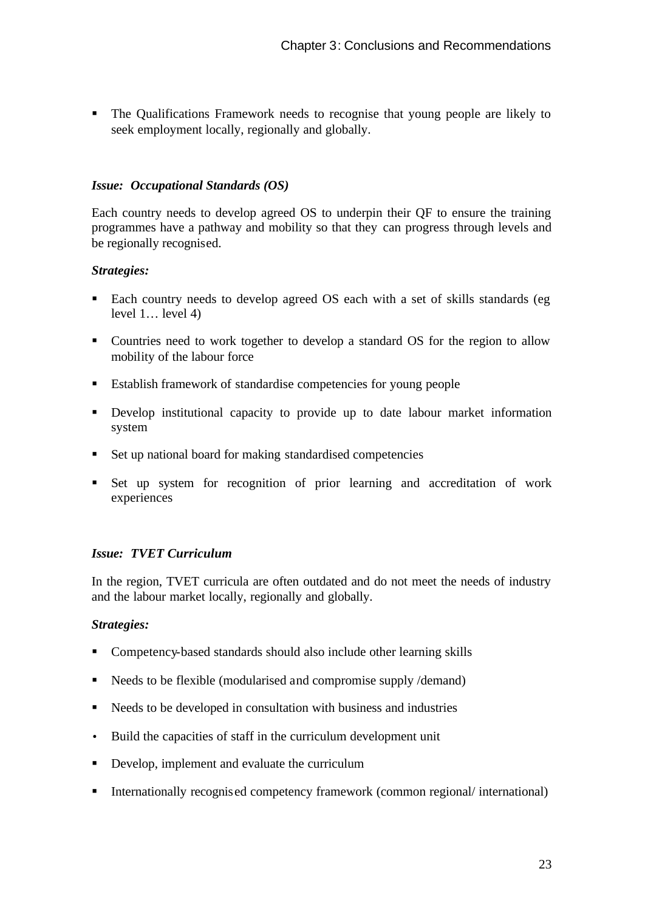- The Qualifications Framework needs to recognise that young people are likely to seek employment locally, regionally and globally.

***Issue: Occupational Standards (OS)***

Each country needs to develop agreed OS to underpin their QF to ensure the training programmes have a pathway and mobility so that they can progress through levels and be regionally recognised.

***Strategies:***

- Each country needs to develop agreed OS each with a set of skills standards (eg level 1… level 4)
- Countries need to work together to develop a standard OS for the region to allow mobility of the labour force
- Establish framework of standardise competencies for young people
- Develop institutional capacity to provide up to date labour market information system
- Set up national board for making standardised competencies
- Set up system for recognition of prior learning and accreditation of work experiences

***Issue: TVET Curriculum***

In the region, TVET curricula are often outdated and do not meet the needs of industry and the labour market locally, regionally and globally.

***Strategies:***

- Competency-based standards should also include other learning skills
- Needs to be flexible (modularised and compromise supply /demand)
- Needs to be developed in consultation with business and industries
- Build the capacities of staff in the curriculum development unit
- Develop, implement and evaluate the curriculum
- Internationally recognised competency framework (common regional/ international)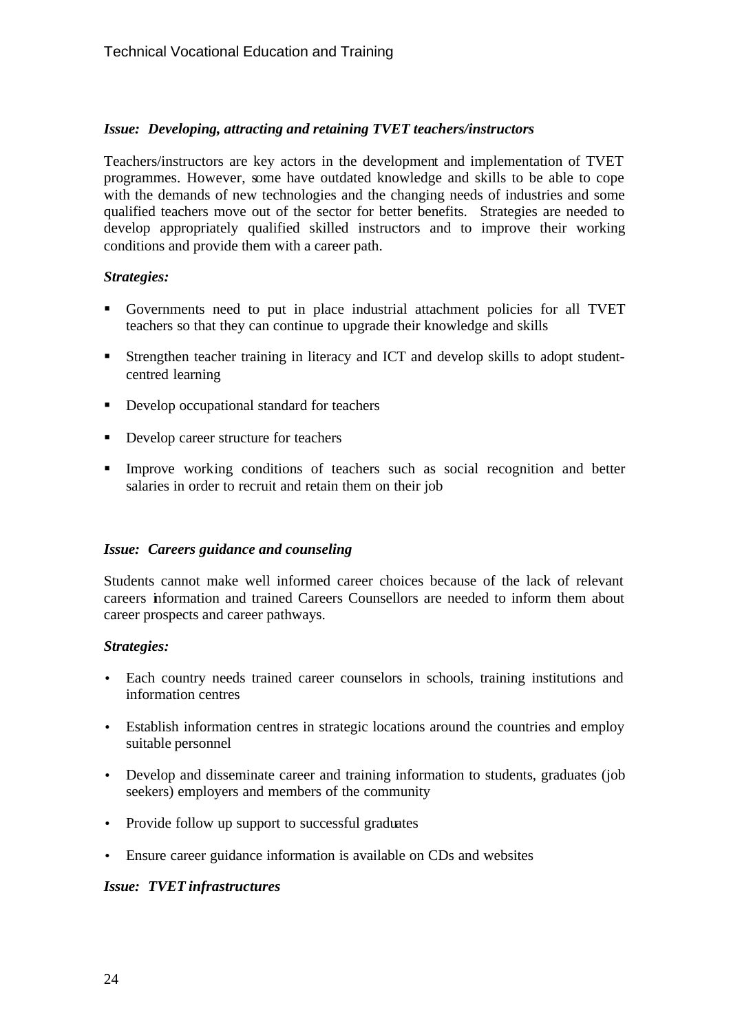***Issue: Developing, attracting and retaining TVET teachers/instructors***

Teachers/instructors are key actors in the development and implementation of TVET programmes. However, some have outdated knowledge and skills to be able to cope with the demands of new technologies and the changing needs of industries and some qualified teachers move out of the sector for better benefits. Strategies are needed to develop appropriately qualified skilled instructors and to improve their working conditions and provide them with a career path.

***Strategies:***

- Governments need to put in place industrial attachment policies for all TVET teachers so that they can continue to upgrade their knowledge and skills
- Strengthen teacher training in literacy and ICT and develop skills to adopt student-centred learning
- Develop occupational standard for teachers
- Develop career structure for teachers
- Improve working conditions of teachers such as social recognition and better salaries in order to recruit and retain them on their job

***Issue: Careers guidance and counseling***

Students cannot make well informed career choices because of the lack of relevant careers information and trained Careers Counsellors are needed to inform them about career prospects and career pathways.

***Strategies:***

- Each country needs trained career counselors in schools, training institutions and information centres
- Establish information centres in strategic locations around the countries and employ suitable personnel
- Develop and disseminate career and training information to students, graduates (job seekers) employers and members of the community
- Provide follow up support to successful graduates
- Ensure career guidance information is available on CDs and websites

***Issue: TVET infrastructures***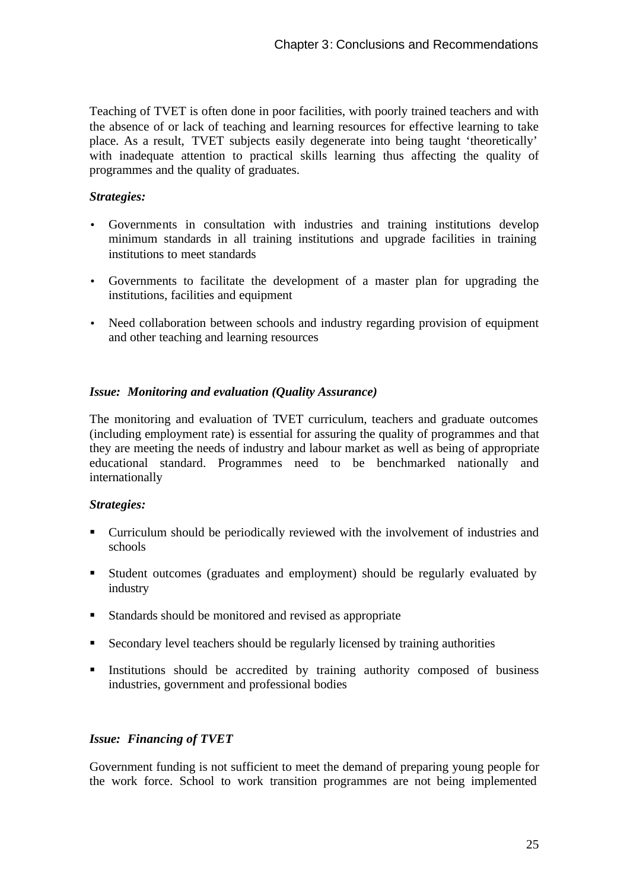Teaching of TVET is often done in poor facilities, with poorly trained teachers and with the absence of or lack of teaching and learning resources for effective learning to take place. As a result, TVET subjects easily degenerate into being taught 'theoretically' with inadequate attention to practical skills learning thus affecting the quality of programmes and the quality of graduates.

***Strategies:***

- Governments in consultation with industries and training institutions develop minimum standards in all training institutions and upgrade facilities in training institutions to meet standards
- Governments to facilitate the development of a master plan for upgrading the institutions, facilities and equipment
- Need collaboration between schools and industry regarding provision of equipment and other teaching and learning resources

***Issue: Monitoring and evaluation (Quality Assurance)***

The monitoring and evaluation of TVET curriculum, teachers and graduate outcomes (including employment rate) is essential for assuring the quality of programmes and that they are meeting the needs of industry and labour market as well as being of appropriate educational standard. Programmes need to be benchmarked nationally and internationally

***Strategies:***

- Curriculum should be periodically reviewed with the involvement of industries and schools
- Student outcomes (graduates and employment) should be regularly evaluated by industry
- Standards should be monitored and revised as appropriate
- Secondary level teachers should be regularly licensed by training authorities
- Institutions should be accredited by training authority composed of business industries, government and professional bodies

***Issue: Financing of TVET***

Government funding is not sufficient to meet the demand of preparing young people for the work force. School to work transition programmes are not being implemented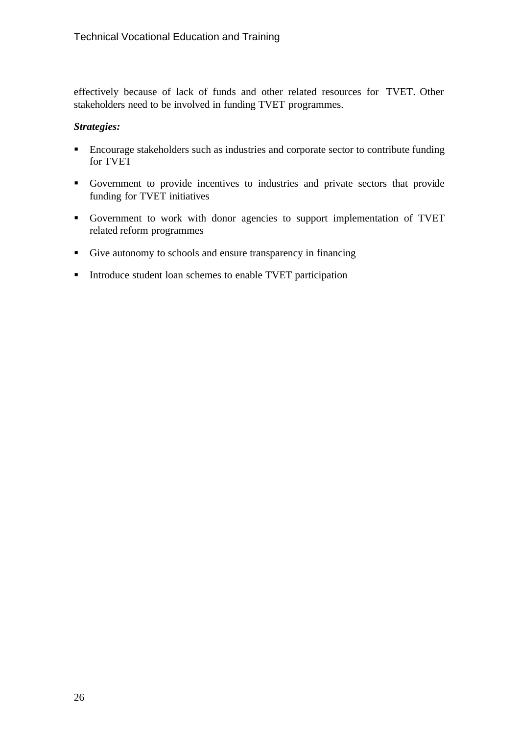effectively because of lack of funds and other related resources for TVET. Other stakeholders need to be involved in funding TVET programmes.

***Strategies:***

- Encourage stakeholders such as industries and corporate sector to contribute funding for TVET
- Government to provide incentives to industries and private sectors that provide funding for TVET initiatives
- Government to work with donor agencies to support implementation of TVET related reform programmes
- Give autonomy to schools and ensure transparency in financing
- Introduce student loan schemes to enable TVET participation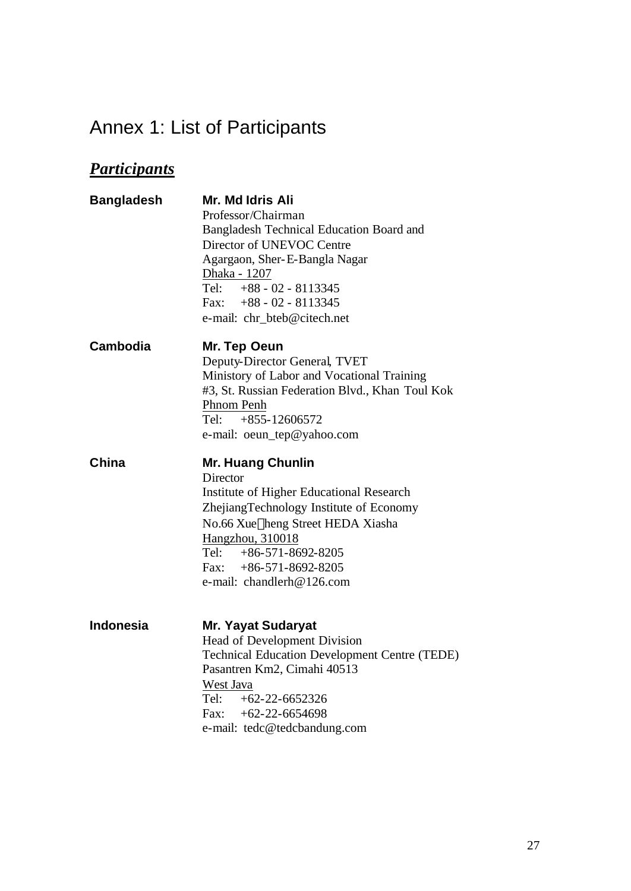# Annex 1: List of Participants

## ***Participants***

**Bangladesh**

**Mr. Md Idris Ali**
Professor/Chairman
Bangladesh Technical Education Board and
Director of UNEVOC Centre
Agargaon, Sher-E-Bangla Nagar
Dhaka - 1207
Tel: +88 - 02 - 8113345
Fax: +88 - 02 - 8113345
e-mail: chr_bteb@citech.net

**Cambodia**

**Mr. Tep Oeun**
Deputy-Director General, TVET
Ministry of Labor and Vocational Training
#3, St. Russian Federation Blvd., Khan Toul Kok
Phnom Penh
Tel: +855-12606572
e-mail: oeun_tep@yahoo.com

**China**

**Mr. Huang Chunlin**
Director
Institute of Higher Educational Research
ZhejiangTechnology Institute of Economy
No.66 Xue heng Street HEDA Xiasha
Hangzhou, 310018
Tel: +86-571-8692-8205
Fax: +86-571-8692-8205
e-mail: chandlerh@126.com

**Indonesia**

**Mr. Yayat Sudaryat**
Head of Development Division
Technical Education Development Centre (TEDE)
Pasantren Km2, Cimahi 40513
West Java
Tel: +62-22-6652326
Fax: +62-22-6654698
e-mail: tedc@tedcbandung.com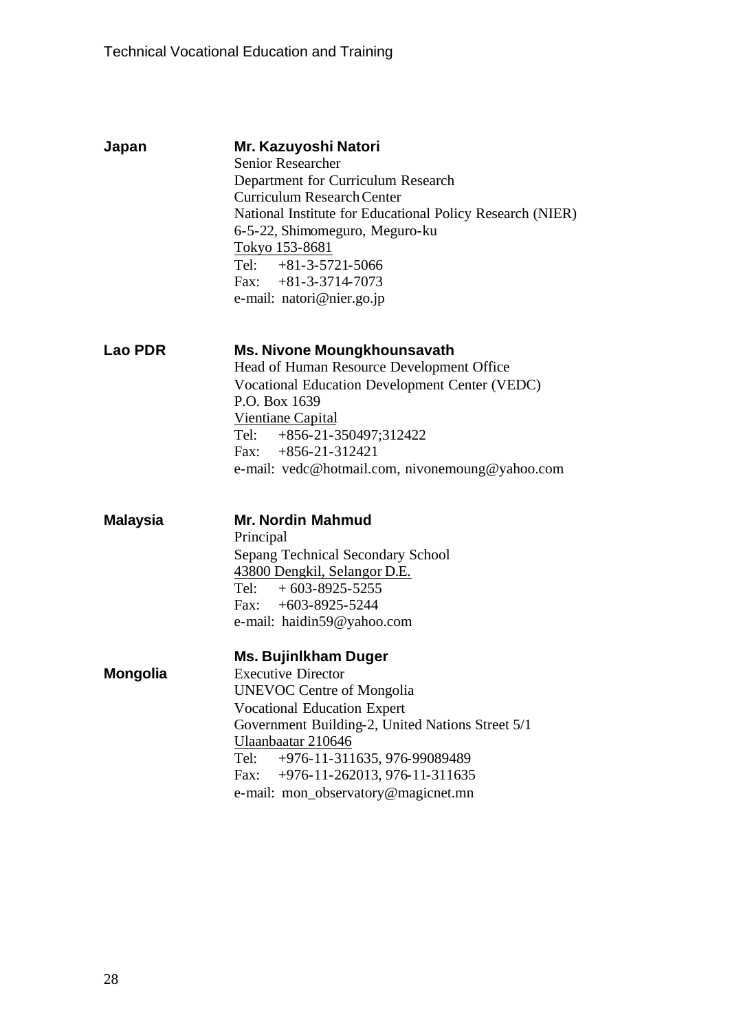**Japan**

**Mr. Kazuyoshi Natori**
Senior Researcher
Department for Curriculum Research
Curriculum Research Center
National Institute for Educational Policy Research (NIER)
6-5-22, Shimomeguro, Meguro-ku
Tokyo 153-8681
Tel: +81-3-5721-5066
Fax: +81-3-3714-7073
e-mail: natori@nier.go.jp

**Lao PDR**

**Ms. Nivone Moungkhounsavath**
Head of Human Resource Development Office
Vocational Education Development Center (VEDC)
P.O. Box 1639
Vientiane Capital
Tel: +856-21-350497;312422
Fax: +856-21-312421
e-mail: vedc@hotmail.com, nivonemoung@yahoo.com

**Malaysia**

**Mr. Nordin Mahmud**
Principal
Sepang Technical Secondary School
43800 Dengkil, Selangor D.E.
Tel: + 603-8925-5255
Fax: +603-8925-5244
e-mail: haidin59@yahoo.com

**Mongolia**

**Ms. Bujinlkham Duger**
Executive Director
UNEVOC Centre of Mongolia
Vocational Education Expert
Government Building-2, United Nations Street 5/1
Ulaanbaatar 210646
Tel: +976-11-311635, 976-99089489
Fax: +976-11-262013, 976-11-311635
e-mail: mon_observatory@magicnet.mn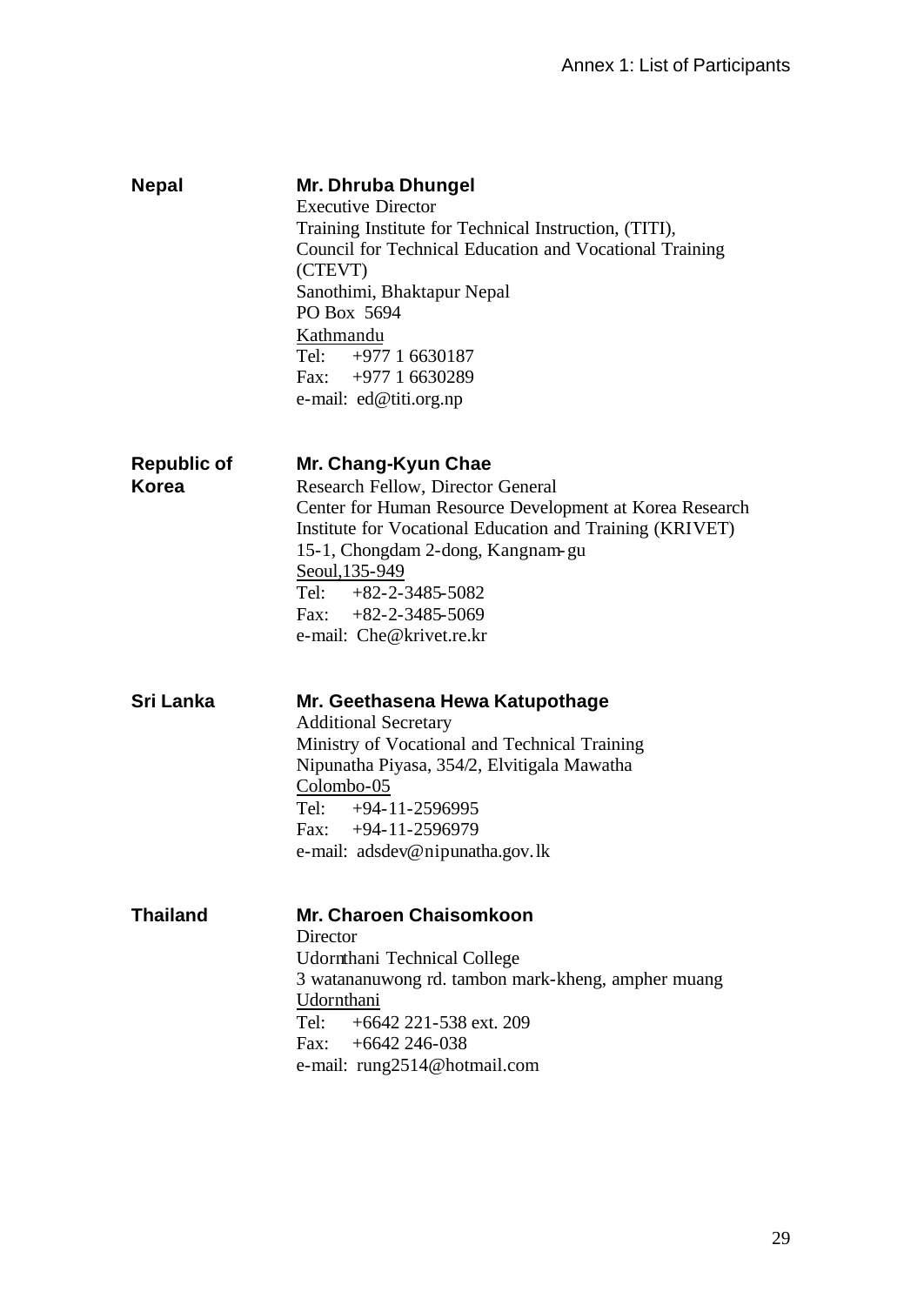| | |
|---|---|
| **Nepal** | **Mr. Dhruba Dhungel**<br>Executive Director<br>Training Institute for Technical Instruction, (TITI),<br>Council for Technical Education and Vocational Training (CTEVT)<br>Sanothimi, Bhaktapur Nepal<br>PO Box 5694<br>Kathmandu<br>Tel: +977 1 6630187<br>Fax: +977 1 6630289<br>e-mail: ed@titi.org.np |
| **Republic of Korea** | **Mr. Chang-Kyun Chae**<br>Research Fellow, Director General<br>Center for Human Resource Development at Korea Research Institute for Vocational Education and Training (KRIVET)<br>15-1, Chongdam 2-dong, Kangnam-gu<br>Seoul,135-949<br>Tel: +82-2-3485-5082<br>Fax: +82-2-3485-5069<br>e-mail: Che@krivet.re.kr |
| **Sri Lanka** | **Mr. Geethasena Hewa Katupothage**<br>Additional Secretary<br>Ministry of Vocational and Technical Training<br>Nipunatha Piyasa, 354/2, Elvitigala Mawatha<br>Colombo-05<br>Tel: +94-11-2596995<br>Fax: +94-11-2596979<br>e-mail: adsdev@nipunatha.gov.lk |
| **Thailand** | **Mr. Charoen Chaisomkoon**<br>Director<br>Udornthani Technical College<br>3 watananuwong rd. tambon mark-kheng, ampher muang<br>Udornthani<br>Tel: +6642 221-538 ext. 209<br>Fax: +6642 246-038<br>e-mail: rung2514@hotmail.com |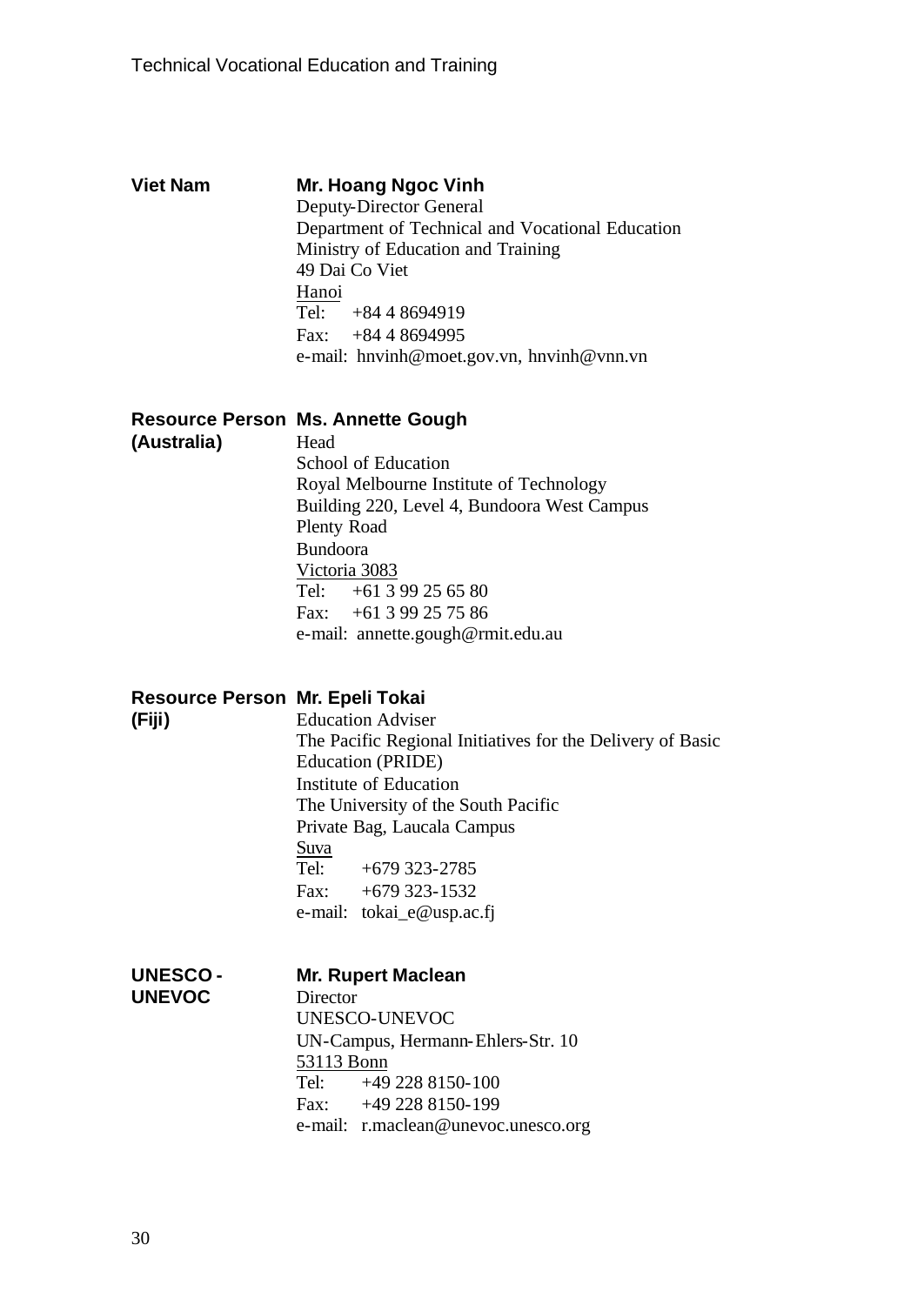**Viet Nam** **Mr. Hoang Ngoc Vinh**
Deputy-Director General
Department of Technical and Vocational Education
Ministry of Education and Training
49 Dai Co Viet
Hanoi
Tel: +84 4 8694919
Fax: +84 4 8694995
e-mail: hnvinh@moet.gov.vn, hnvinh@vnn.vn

**Resource Person (Australia)** **Ms. Annette Gough**
Head
School of Education
Royal Melbourne Institute of Technology
Building 220, Level 4, Bundoora West Campus
Plenty Road
Bundoora
Victoria 3083
Tel: +61 3 99 25 65 80
Fax: +61 3 99 25 75 86
e-mail: annette.gough@rmit.edu.au

**Resource Person (Fiji)** **Mr. Epeli Tokai**
Education Adviser
The Pacific Regional Initiatives for the Delivery of Basic Education (PRIDE)
Institute of Education
The University of the South Pacific
Private Bag, Laucala Campus
Suva
Tel: +679 323-2785
Fax: +679 323-1532
e-mail: tokai_e@usp.ac.fj

**UNESCO - UNEVOC** **Mr. Rupert Maclean**
Director
UNESCO-UNEVOC
UN-Campus, Hermann-Ehlers-Str. 10
53113 Bonn
Tel: +49 228 8150-100
Fax: +49 228 8150-199
e-mail: r.maclean@unevoc.unesco.org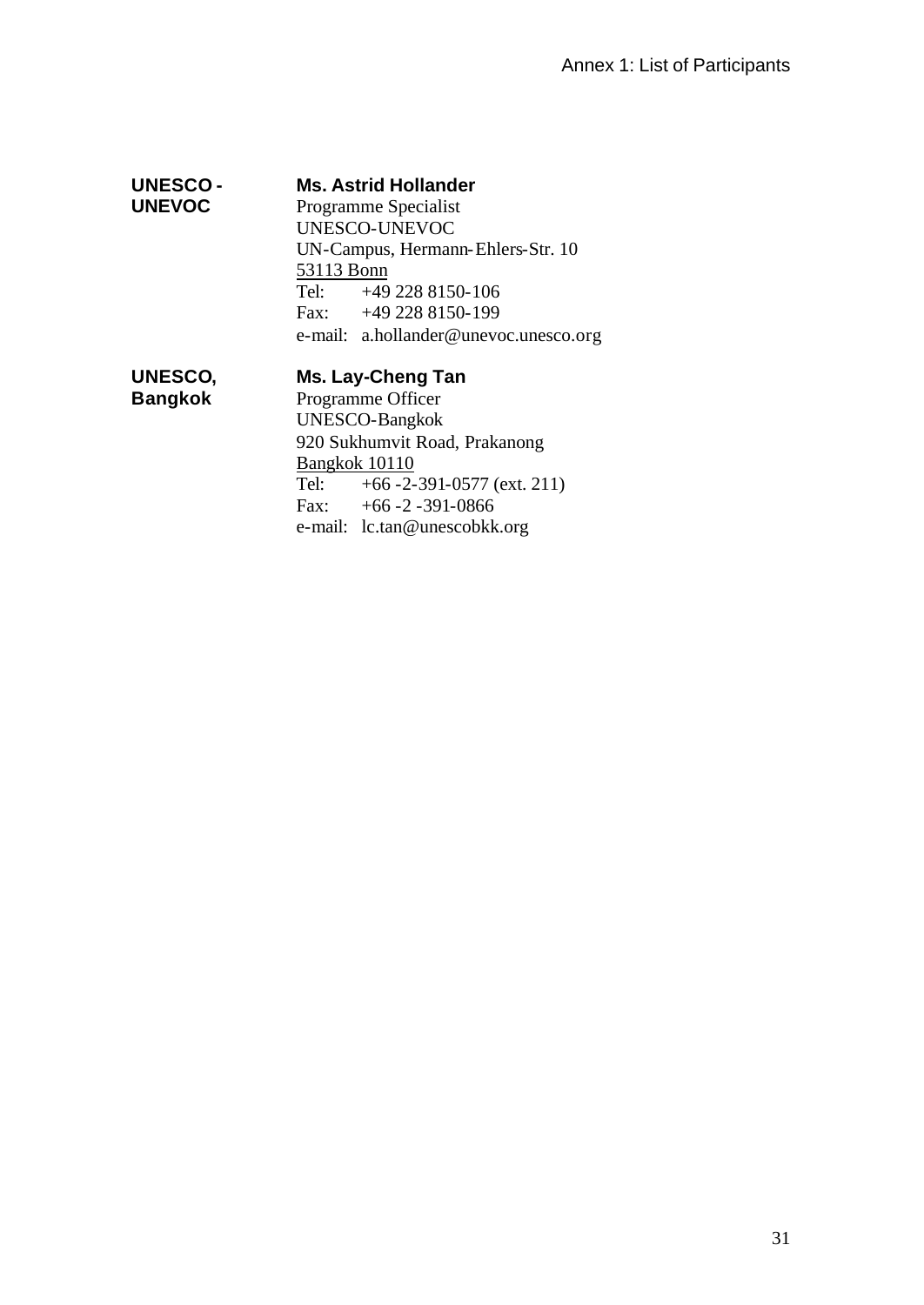**UNESCO - UNEVOC**

**Ms. Astrid Hollander**
Programme Specialist
UNESCO-UNEVOC
UN-Campus, Hermann-Ehlers-Str. 10
53113 Bonn
Tel: +49 228 8150-106
Fax: +49 228 8150-199
e-mail: a.hollander@unevoc.unesco.org

**UNESCO, Bangkok**

**Ms. Lay-Cheng Tan**
Programme Officer
UNESCO-Bangkok
920 Sukhumvit Road, Prakanong
Bangkok 10110
Tel: +66 -2-391-0577 (ext. 211)
Fax: +66 -2 -391-0866
e-mail: lc.tan@unescobkk.org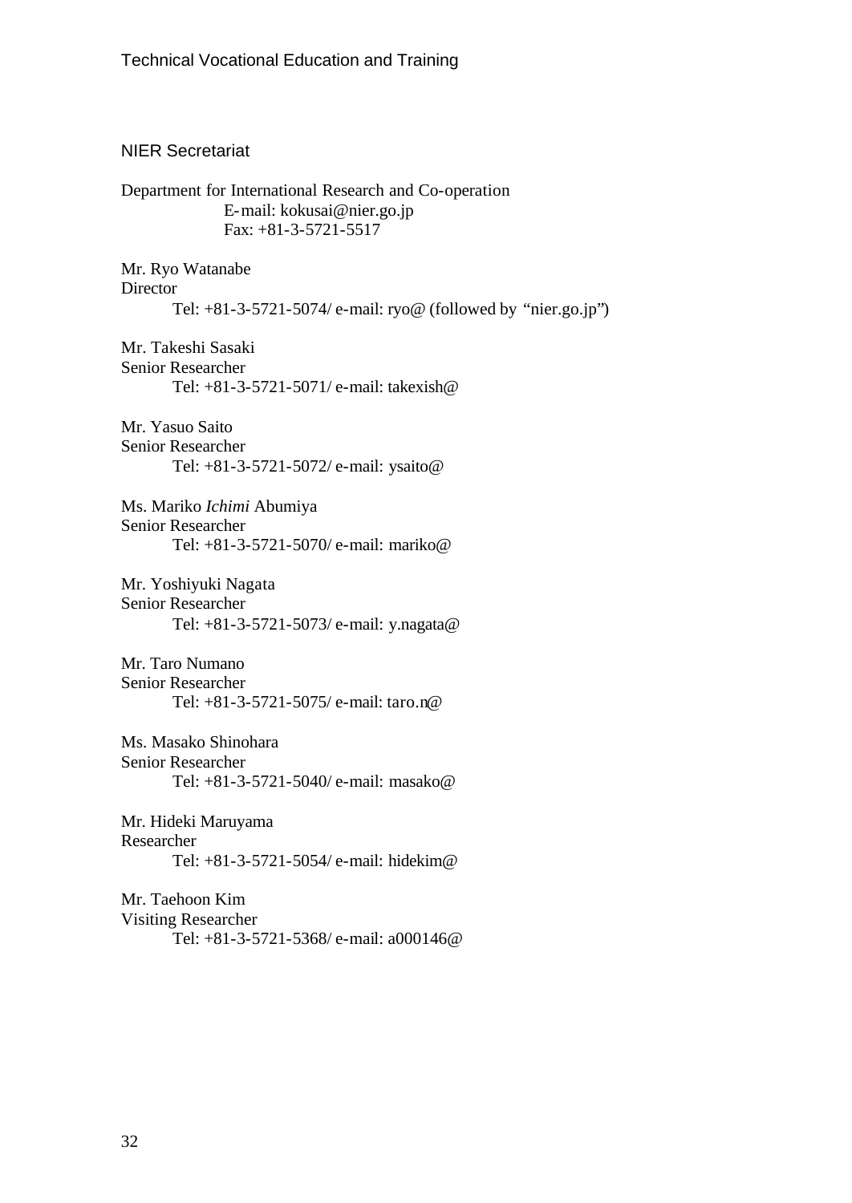## NIER Secretariat

Department for International Research and Co-operation
E-mail: kokusai@nier.go.jp
Fax: +81-3-5721-5517

Mr. Ryo Watanabe
Director
Tel: +81-3-5721-5074/ e-mail: ryo@ (followed by "nier.go.jp")

Mr. Takeshi Sasaki
Senior Researcher
Tel: +81-3-5721-5071/ e-mail: takexish@

Mr. Yasuo Saito
Senior Researcher
Tel: +81-3-5721-5072/ e-mail: ysaito@

Ms. Mariko *Ichimi* Abumiya
Senior Researcher
Tel: +81-3-5721-5070/ e-mail: mariko@

Mr. Yoshiyuki Nagata
Senior Researcher
Tel: +81-3-5721-5073/ e-mail: y.nagata@

Mr. Taro Numano
Senior Researcher
Tel: +81-3-5721-5075/ e-mail: taro.n@

Ms. Masako Shinohara
Senior Researcher
Tel: +81-3-5721-5040/ e-mail: masako@

Mr. Hideki Maruyama
Researcher
Tel: +81-3-5721-5054/ e-mail: hidekim@

Mr. Taehoon Kim
Visiting Researcher
Tel: +81-3-5721-5368/ e-mail: a000146@